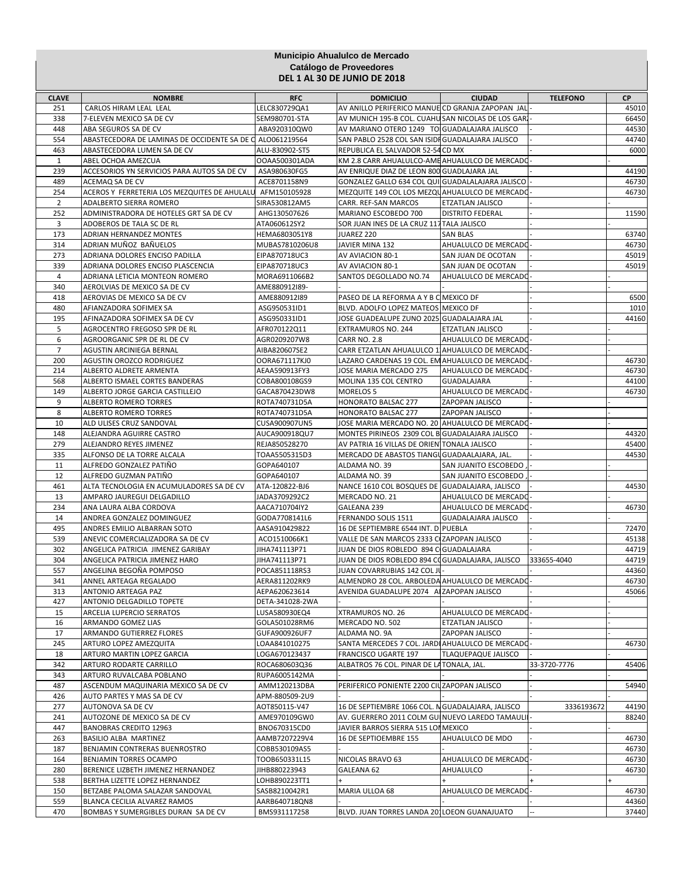**Municipio Ahualulco de Mercado**
**Catálogo de Proveedores**
**DEL 1 AL 30 DE JUNIO DE 2018**

| CLAVE | NOMBRE | RFC | DOMICILIO | CIUDAD | TELEFONO | CP |
|---|---|---|---|---|---|---|
| 251 | CARLOS HIRAM LEAL LEAL | LELC830729QA1 | AV ANILLO PERIFERICO MANUE | CD GRANJA ZAPOPAN JAL | - | 45010 |
| 338 | 7-ELEVEN MEXICO SA DE CV | SEM980701-STA | AV MUNICH 195-B COL. CUAHU | SAN NICOLAS DE LOS GAR | - | 66450 |
| 448 | ABA SEGUROS SA DE CV | ABA920310QW0 | AV MARIANO OTERO 1249 TO | GUADALAJARA JALISCO | - | 44530 |
| 554 | ABASTECEDORA DE LAMINAS DE OCCIDENTE SA DE C | ALO061219564 | SAN PABLO 2528 COL SAN ISIDI | GUADALAJARA JALISCO | - | 44740 |
| 463 | ABASTECEDORA LUMEN SA DE CV | ALU-830902-ST5 | REPUBLICA EL SALVADOR 52-54 | CD MX | - | 6000 |
| 1 | ABEL OCHOA AMEZCUA | OOAA500301ADA | KM 2.8 CARR AHUALULCO-AME | AHUALULCO DE MERCADO | - | - |
| 239 | ACCESORIOS YN SERVICIOS PARA AUTOS SA DE CV | ASA980630FG5 | AV ENRIQUE DIAZ DE LEON 800 | GUADLAJARA JAL | - | 44190 |
| 489 | ACEMAQ SA DE CV | ACE8701158N9 | GONZALEZ GALLO 634 COL QUI | GUADALALAJARA JALISCO | - | 46730 |
| 254 | ACEROS Y FERRETERIA LOS MEZQUITES DE AHULALU | AFM150105928 | MEZQUITE 149 COL LOS MEZQU | AHUALULCO DE MERCADO | - | 46730 |
| 2 | ADALBERTO SIERRA ROMERO | SIRA530812AM5 | CARR. REF-SAN MARCOS | ETZATLAN JALISCO | - | - |
| 252 | ADMINISTRADORA DE HOTELES GRT SA DE CV | AHG130507626 | MARIANO ESCOBEDO 700 | DISTRITO FEDERAL | - | 11590 |
| 3 | ADOBEROS DE TALA SC DE RL | ATA060612SY2 | SOR JUAN INES DE LA CRUZ 117 | TALA JALISCO | - | - |
| 173 | ADRIAN HERNANDEZ MONTES | HEMA6803051Y8 | JUAREZ 220 | SAN BLAS | - | 63740 |
| 314 | ADRIAN MUÑOZ BAÑUELOS | MUBAS7810206U8 | JAVIER MINA 132 | AHUALULCO DE MERCADO | - | 46730 |
| 273 | ADRIANA DOLORES ENCISO PADILLA | EIPA870718UC3 | AV AVIACION 80-1 | SAN JUAN DE OCOTAN | - | 45019 |
| 339 | ADRIANA DOLORES ENCISO PLASCENCIA | EIPA870718UC3 | AV AVIACION 80-1 | SAN JUAN DE OCOTAN | - | 45019 |
| 4 | ADRIANA LETICIA MONTEON ROMERO | MORA6911066B2 | SANTOS DEGOLLADO NO.74 | AHUALULCO DE MERCADO | - | - |
| 340 | AEROLVIAS DE MEXICO SA DE CV | AME880912I89- | - | - | - | - |
| 418 | AEROVIAS DE MEXICO SA DE CV | AME880912I89 | PASEO DE LA REFORMA A Y B C | MEXICO DF | - | 6500 |
| 480 | AFIANZADORA SOFIMEX SA | ASG950531ID1 | BLVD. ADOLFO LOPEZ MATEOS | MEXICO DF | - | 1010 |
| 195 | AFINAZADORA SOFIMEX SA DE CV | ASG950331ID1 | JOSE GUADEALUPE ZUNO 2025 | GUADALAJARA JAL | - | 44160 |
| 5 | AGROCENTRO FREGOSO SPR DE RL | AFR070122Q11 | EXTRAMUROS NO. 244 | ETZATLAN JALISCO | - | - |
| 6 | AGROORGANIC SPR DE RL DE CV | AGR0209207W8 | CARR NO. 2.8 | AHUALULCO DE MERCADO | - | - |
| 7 | AGUSTIN ARCINIEGA BERNAL | AIBA820607SE2 | CARR ETZATLAN AHUALULCO 1 | AHUALULCO DE MERCADO | - | - |
| 200 | AGUSTIN OROZCO RODRIGUEZ | OORA671117KJ0 | LAZARO CARDENAS 19 COL. EM | AHUALULCO DE MERCADO | - | 46730 |
| 214 | ALBERTO ALDRETE ARMENTA | AEAA590913FY3 | JOSE MARIA MERCADO 275 | AHUALULCO DE MERCADO | - | 46730 |
| 568 | ALBERTO ISMAEL CORTES BANDERAS | COBA800108GS9 | MOLINA 135 COL CENTRO | GUADALAJARA | - | 44100 |
| 149 | ALBERTO JORGE GARCIA CASTILLEJO | GACA870423DW8 | MORELOS 5 | AHUALULCO DE MERCADO | - | 46730 |
| 9 | ALBERTO ROMERO TORRES | ROTA740731D5A | HONORATO BALSAC 277 | ZAPOPAN JALISCO | - | - |
| 8 | ALBERTO ROMERO TORRES | ROTA740731D5A | HONORATO BALSAC 277 | ZAPOPAN JALISCO | - | - |
| 10 | ALD ULISES CRUZ SANDOVAL | CUSA900907UN5 | JOSE MARIA MERCADO NO. 20 | AHUALULCO DE MERCADO | - | - |
| 148 | ALEJANDRA AGUIRRE CASTRO | AUCA900918QU7 | MONTES PIRINEOS 2309 COL B | GUADALAJARA JALISCO | - | 44320 |
| 279 | ALEJANDRO REYES JIMENEZ | REJA850528270 | AV PATRIA 16 VILLAS DE ORIEN | TONALA JALISCO | - | 45400 |
| 335 | ALFONSO DE LA TORRE ALCALA | TOAA5505315D3 | MERCADO DE ABASTOS TIANGU | GUADAALAJARA, JAL. | - | 44530 |
| 11 | ALFREDO GONZALEZ PATIÑO | GOPA640107 | ALDAMA NO. 39 | SAN JUANITO ESCOBEDO , | - | - |
| 12 | ALFREDO GUZMAN PATIÑO | GOPA640107 | ALDAMA NO. 39 | SAN JUANITO ESCOBEDO , | - | - |
| 461 | ALTA TECNOLOGIA EN ACUMULADORES SA DE CV | ATA-120822-BJ6 | NANCE 1610 COL BOSQUES DE | GUADALAJARA, JALISCO | - | 44530 |
| 13 | AMPARO JAUREGUI DELGADILLO | JADA3709292C2 | MERCADO NO. 21 | AHUALULCO DE MERCADO | - | - |
| 234 | ANA LAURA ALBA CORDOVA | AACA710704IY2 | GALEANA 239 | AHUALULCO DE MERCADO | - | 46730 |
| 14 | ANDREA GONZALEZ DOMINGUEZ | GODA7708141L6 | FERNANDO SOLIS 1511 | GUADALAJARA JALISCO | - | - |
| 495 | ANDRES EMILIO ALBARRAN SOTO | AASA910429822 | 16 DE SEPTIEMBRE 6544 INT. D | PUEBLA | - | 72470 |
| 539 | ANEVIC COMERCIALIZADORA SA DE CV | ACO1510066K1 | VALLE DE SAN MARCOS 2333 C | ZAPOPAN JALISCO | - | 45138 |
| 302 | ANGELICA PATRICIA JIMENEZ GARIBAY | JIHA741113P71 | JUAN DE DIOS ROBLEDO 894 C | GUADALAJARA | - | 44719 |
| 304 | ANGELICA PATRICIA JIMENEZ HARO | JIHA741113P71 | JUAN DE DIOS ROBLEDO 894 C | GUADALAJARA, JALISCO | 333655-4040 | 44719 |
| 557 | ANGELINA BEGOÑA POMPOSO | POCA851118RS3 | JUAN COVARRUBIAS 142 COL J | - | - | 44360 |
| 341 | ANNEL ARTEAGA REGALADO | AERA811202RK9 | ALMENDRO 28 COL. ARBOLEDA | AHUALULCO DE MERCADO | - | 46730 |
| 313 | ANTONIO ARTEAGA PAZ | AEPA620623614 | AVENIDA GUADALUPE 2074 A | ZAPOPAN JALISCO | - | 45066 |
| 427 | ANTONIO DELGADILLO TOPETE | DETA-341028-2WA | - | - | - | - |
| 15 | ARCELIA LUPERCIO SERRATOS | LUSA580930EQ4 | XTRAMUROS NO. 26 | AHUALULCO DE MERCADO | - | - |
| 16 | ARMANDO GOMEZ LIAS | GOLA501028RM6 | MERCADO NO. 502 | ETZATLAN JALISCO | - | - |
| 17 | ARMANDO GUTIERREZ FLORES | GUFA900926UF7 | ALDAMA NO. 9A | ZAPOPAN JALISCO | - | - |
| 245 | ARTURO LOPEZ AMEZQUITA | LOAA841010275 | SANTA MERCEDES 7 COL. JARDI | AHUALULCO DE MERCADO | - | 46730 |
| 18 | ARTURO MARTIN LOPEZ GARCIA | LOGA670123437 | FRANCISCO UGARTE 197 | TLAQUEPAQUE JALISCO | - | - |
| 342 | ARTURO RODARTE CARRILLO | ROCA680603Q36 | ALBATROS 76 COL. PINAR DE LA | TONALA, JAL. | 33-3720-7776 | 45406 |
| 343 | ARTURO RUVALCABA POBLANO | RUPA6005142MA | - | - | - | - |
| 487 | ASCENDUM MAQUINARIA MEXICO SA DE CV | AMM120213DBA | PERIFERICO PONIENTE 2200 CI | ZAPOPAN JALISCO | - | 54940 |
| 426 | AUTO PARTES Y MAS SA DE CV | APM-880509-2U9 | - | - | - | - |
| 277 | AUTONOVA SA DE CV | AOT850115-V47 | 16 DE SEPTIEMBRE 1066 COL. N | GUADALAJARA, JALISCO | 3336193672 | 44190 |
| 241 | AUTOZONE DE MEXICO SA DE CV | AME970109GW0 | AV. GUERRERO 2011 COLM GU | NUEVO LAREDO TAMAULI | - | 88240 |
| 447 | BANOBRAS CREDITO 12963 | BNO670315CD0 | JAVIER BARROS SIERRA 515 LO | MEXICO | - | - |
| 263 | BASILIO ALBA MARTINEZ | AAMB7207229V4 | 16 DE SEPTIOEMBRE 155 | AHUALULCO DE MDO | - | 46730 |
| 187 | BENJAMIN CONTRERAS BUENROSTRO | COBB530109AS5 | - | - | - | 46730 |
| 164 | BENJAMIN TORRES OCAMPO | TOOB650331L15 | NICOLAS BRAVO 63 | AHUALULCO DE MERCADO | - | 46730 |
| 280 | BERENICE LIZBETH JIMENEZ HERNANDEZ | JIHB880223943 | GALEANA 62 | AHUALULCO | - | 46730 |
| 538 | BERTHA LIZETTE LOPEZ HERNANDEZ | LOHB890223TT1 | + | + | + | + |
| 150 | BETZABE PALOMA SALAZAR SANDOVAL | SASB8210042R1 | MARIA ULLOA 68 | AHUALULCO DE MERCADO | - | 46730 |
| 559 | BLANCA CECILIA ALVAREZ RAMOS | AARB640718QN8 | - | - | - | 44360 |
| 470 | BOMBAS Y SUMERGIBLES DURAN SA DE CV | BMS931117258 | BLVD. JUAN TORRES LANDA 20 | LOEON GUANAJUATO | -- | 37440 |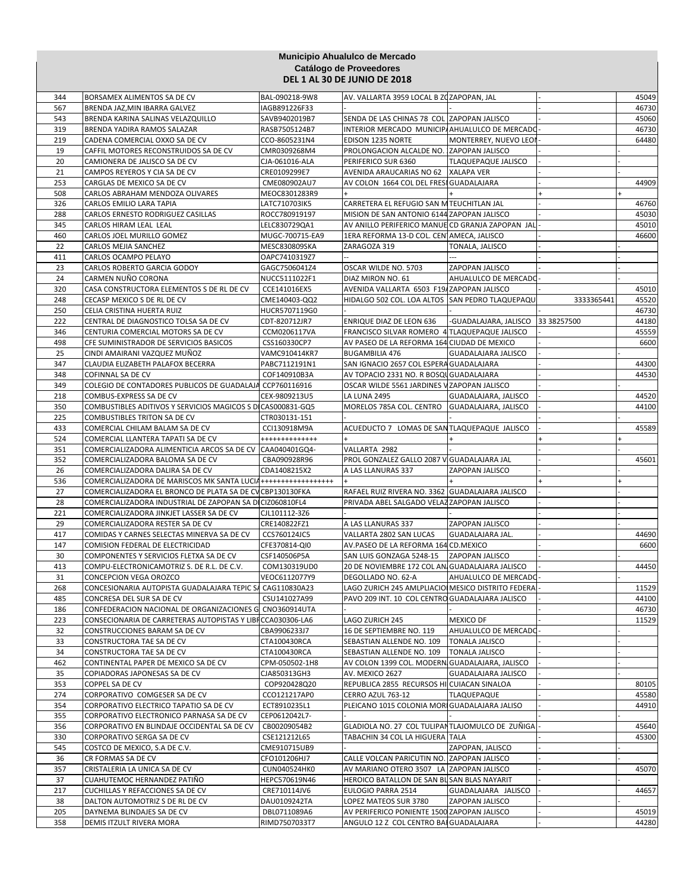**Municipio Ahualulco de Mercado**
**Catálogo de Proveedores**
**DEL 1 AL 30 DE JUNIO DE 2018**

| | | | | | | |
|---|---|---|---|---|---|---|
| 344 | BORSAMEX ALIMENTOS SA DE CV | BAL-090218-9W8 | AV. VALLARTA 3959 LOCAL B ZC | ZAPOPAN, JAL | - | 45049 |
| 567 | BRENDA JAZ,MIN IBARRA GALVEZ | IAGB891226F33 | - | - | - | 46730 |
| 543 | BRENDA KARINA SALINAS VELAZQUILLO | SAVB9402019B7 | SENDA DE LAS CHINAS 78 COL | ZAPOPAN JALISCO | - | 45060 |
| 319 | BRENDA YADIRA RAMOS SALAZAR | RASB7505124B7 | INTERIOR MERCADO MUNICIPA | AHUALULCO DE MERCADO | - | 46730 |
| 219 | CADENA COMERCIAL OXXO SA DE CV | CCO-8605231N4 | EDISON 1235 NORTE | MONTERREY, NUEVO LEON | - | 64480 |
| 19 | CAFFIL MOTORES RECONSTRUIDOS SA DE CV | CMR0309268M4 | PROLONGACION ALCALDE NO. | ZAPOPAN JALISCO | - | - |
| 20 | CAMIONERA DE JALISCO SA DE CV | CJA-061016-ALA | PERIFERICO SUR 6360 | TLAQUEPAQUE JALISCO | - | - |
| 21 | CAMPOS REYEROS Y CIA SA DE CV | CRE0109299E7 | AVENIDA ARAUCARIAS NO 62 | XALAPA VER | - | - |
| 253 | CARGLAS DE MEXICO SA DE CV | CME080902AU7 | AV COLON 1664 COL DEL FRESI | GUADALAJARA | - | 44909 |
| 508 | CARLOS ABRAHAM MENDOZA OLIVARES | MEOC8301283R9 | + | + | + | + |
| 326 | CARLOS EMILIO LARA TAPIA | LATC710703IK5 | CARRETERA EL REFUGIO SAN M | TEUCHITLAN JAL | - | 46760 |
| 288 | CARLOS ERNESTO RODRIGUEZ CASILLAS | ROCC780919197 | MISION DE SAN ANTONIO 6144 | ZAPOPAN JALISCO | - | 45030 |
| 345 | CARLOS HIRAM LEAL LEAL | LELC830729QA1 | AV ANILLO PERIFERICO MANUE | CD GRANJA ZAPOPAN JAL | - | 45010 |
| 460 | CARLOS JOEL MURILLO GOMEZ | MUGC-700715-EA9 | 1ERA REFORMA 13-D COL. CEN | AMECA, JALISCO | - | 46600 |
| 22 | CARLOS MEJIA SANCHEZ | MESC830809SKA | ZARAGOZA 319 | TONALA, JALISCO | - | - |
| 411 | CARLOS OCAMPO PELAYO | OAPC7410319Z7 | -- | --- | - | - |
| 23 | CARLOS ROBERTO GARCIA GODOY | GAGC7506041Z4 | OSCAR WILDE NO. 5703 | ZAPOPAN JALISCO | - | - |
| 24 | CARMEN NUÑO CORONA | NUCC5111022F1 | DIAZ MIRON NO. 61 | AHUALULCO DE MERCADO | - | - |
| 320 | CASA CONSTRUCTORA ELEMENTOS S DE RL DE CV | CCE141016EX5 | AVENIDA VALLARTA 6503 F19/ | ZAPOPAN JALISCO | - | 45010 |
| 248 | CECASP MEXICO S DE RL DE CV | CME140403-QQ2 | HIDALGO 502 COL. LOS ALTOS | SAN PEDRO TLAQUEPAQU | 3333365441 | 45520 |
| 250 | CELIA CRISTINA HUERTA RUIZ | HUCR5707119G0 | - | - | - | 46730 |
| 222 | CENTRAL DE DIAGNOSTICO TOLSA SA DE CV | CDT-820712JR7 | ENRIQUE DIAZ DE LEON 636 | -GUADALAJARA, JALISCO | 33 38257500 | 44180 |
| 346 | CENTURIA COMERCIAL MOTORS SA DE CV | CCM0206117VA | FRANCISCO SILVAR ROMERO 4 | TLAQUEPAQUE JALISCO | - | 45559 |
| 498 | CFE SUMINISTRADOR DE SERVICIOS BASICOS | CSS160330CP7 | AV PASEO DE LA REFORMA 164 | CIUDAD DE MEXICO | - | 6600 |
| 25 | CINDI AMAIRANI VAZQUEZ MUÑOZ | VAMC910414KR7 | BUGAMBILIA 476 | GUADALAJARA JALISCO | - | - |
| 347 | CLAUDIA ELIZABETH PALAFOX BECERRA | PABC7112191N1 | SAN IGNACIO 2657 COL ESPERA | GUADALAJARA | - | 44300 |
| 348 | COFINNAL SA DE CV | COF140910B3A | AV TOPACIO 2331 NO. R BOSQU | GUADALAJARA | - | 44530 |
| 349 | COLEGIO DE CONTADORES PUBLICOS DE GUADALAJA | CCP760116916 | OSCAR WILDE 5561 JARDINES V | ZAPOPAN JALISCO | - | - |
| 218 | COMBUS-EXPRESS SA DE CV | CEX-9809213U5 | LA LUNA 2495 | GUADALAJARA, JALISCO | - | 44520 |
| 350 | COMBUSTIBLES ADITIVOS Y SERVICIOS MAGICOS S D | CAS000831-GQ5 | MORELOS 785A COL. CENTRO | GUADALAJARA, JALISCO | - | 44100 |
| 225 | COMBUSTIBLES TRITON SA DE CV | CTR030131-151 | - | - | - | - |
| 433 | COMERCIAL CHILAM BALAM SA DE CV | CCI130918M9A | ACUEDUCTO 7 LOMAS DE SAN | TLAQUEPAQUE JALISCO | - | 45589 |
| 524 | COMERCIAL LLANTERA TAPATI SA DE CV | ++++++++++++++ | + | + | + | + |
| 351 | COMERCIALIZADORA ALIMENTICIA ARCOS SA DE CV | CAA040401GQ4- | VALLARTA 2982 | - | - | - |
| 352 | COMERCIALIZADORA BALOMA SA DE CV | CBA090928R96 | PROL GONZALEZ GALLO 2087 V | GUADALAJARA JAL | - | 45601 |
| 26 | COMERCIALIZADORA DALIRA SA DE CV | CDA1408215X2 | A LAS LLANURAS 337 | ZAPOPAN JALISCO | - | - |
| 536 | COMERCIALIZADORA DE MARISCOS MK SANTA LUCIA | +++++++++++++++++ | + | + | + | + |
| 27 | COMERCIALIZADORA EL BRONCO DE PLATA SA DE CV | CBP130130FKA | RAFAEL RUIZ RIVERA NO. 3362 | GUADALAJARA JALISCO | - | - |
| 28 | COMERCIALIZADORA INDUSTRIAL DE ZAPOPAN SA D | CIZ060810FL4 | PRIVADA ABEL SALGADO VELAZ | ZAPOPAN JALISCO | - | - |
| 221 | COMERCIALIZADORA JINKJET LASSER SA DE CV | CJL101112-3Z6 | - | - | - | - |
| 29 | COMERCIALIZADORA RESTER SA DE CV | CRE140822FZ1 | A LAS LLANURAS 337 | ZAPOPAN JALISCO | - | - |
| 417 | COMIDAS Y CARNES SELECTAS MINERVA SA DE CV | CCS760124JC5 | VALLARTA 2802 SAN LUCAS | GUADALAJARA JAL. | - | 44690 |
| 147 | COMISION FEDERAL DE ELECTRICIDAD | CFE370814-QI0 | AV.PASEO DE LA REFORMA 164 | CD.MEXICO | - | 6600 |
| 30 | COMPONENTES Y SERVICIOS FLETXA SA DE CV | CSF140506P5A | SAN LUIS GONZAGA 5248-15 | ZAPOPAN JALISCO | - | - |
| 413 | COMPU-ELECTRONICAMOTRIZ S. DE R.L. DE C.V. | COM130319UD0 | 20 DE NOVIEMBRE 172 COL AN | GUADALAJARA JALISCO | - | 44450 |
| 31 | CONCEPCION VEGA OROZCO | VEOC6112077Y9 | DEGOLLADO NO. 62-A | AHUALULCO DE MERCADO | - | - |
| 268 | CONCESIONARIA AUTOPISTA GUADALAJARA TEPIC SA | CAG110830A23 | LAGO ZURICH 245 AMLPLIACIO | MESICO DISTRITO FEDERA | - | 11529 |
| 485 | CONCRESA DEL SUR SA DE CV | CSU141027A99 | PAVO 209 INT. 10 COL CENTRO | GUADALAJARA JALISCO | - | 44100 |
| 186 | CONFEDERACION NACIONAL DE ORGANIZACIONES G | CNO360914UTA | - | - | - | 46730 |
| 223 | CONSECIONARIA DE CARRETERAS AUTOPISTAS Y LIBR | CCA030306-LA6 | LAGO ZURICH 245 | MEXICO DF | - | 11529 |
| 32 | CONSTRUCCIONES BARAM SA DE CV | CBA9906233J7 | 16 DE SEPTIEMBRE NO. 119 | AHUALULCO DE MERCADO | - | - |
| 33 | CONSTRUCTORA TAE SA DE CV | CTA100430RCA | SEBASTIAN ALLENDE NO. 109 | TONALA JALISCO | - | - |
| 34 | CONSTRUCTORA TAE SA DE CV | CTA100430RCA | SEBASTIAN ALLENDE NO. 109 | TONALA JALISCO | - | - |
| 462 | CONTINENTAL PAPER DE MEXICO SA DE CV | CPM-050502-1H8 | AV COLON 1399 COL. MODERN | GUADALAJARA, JALISCO | - | - |
| 35 | COPIADORAS JAPONESAS SA DE CV | CJA850313GH3 | AV. MEXICO 2627 | GUADALAJARA JALISCO | - | - |
| 353 | COPPEL SA DE CV | COP920428Q20 | REPUBLICA 2855 RECURSOS HI | CUIACAN SINALOA | - | 80105 |
| 274 | CORPORATIVO COMGESER SA DE CV | CCO121217AP0 | CERRO AZUL 763-12 | TLAQUEPAQUE | - | 45580 |
| 354 | CORPORATIVO ELECTRICO TAPATIO SA DE CV | ECT8910235L1 | PLEICANO 1015 COLONIA MOR | GUADALAJARA JALISO | - | 44910 |
| 355 | CORPORATIVO ELECTRONICO PARNASA SA DE CV | CEP0612042L7- | | | | |
| 356 | CORPORATIVO EN BLINDAJE OCCIDENTAL SA DE CV | CB00209054B2 | GLADIOLA NO. 27 COL TULIPAN | TLAJOMULCO DE ZUÑIGA | - | 45640 |
| 330 | CORPORATIVO SERGA SA DE CV | CSE121212L65 | TABACHIN 34 COL LA HIGUERA | TALA | - | 45300 |
| 545 | COSTCO DE MEXICO, S.A DE C.V. | CME910715UB9 | - | ZAPOPAN, JALISCO | - | - |
| 36 | CR FORMAS SA DE CV | CFO101206HJ7 | CALLE VOLCAN PARICUTIN NO. | ZAPOPAN JALISCO | - | - |
| 357 | CRISTALERIA LA UNICA SA DE CV | CUN040524HK0 | AV MARIANO OTERO 3507 LA | ZAPOPAN JALISCO | - | 45070 |
| 37 | CUAHUTEMOC HERNANDEZ PATIÑO | HEPC570619N46 | HEROICO BATALLON DE SAN BL | SAN BLAS NAYARIT | - | - |
| 217 | CUCHILLAS Y REFACCIONES SA DE CV | CRE710114JV6 | EULOGIO PARRA 2514 | GUADALAJARA JALISCO | - | 44657 |
| 38 | DALTON AUTOMOTRIZ S DE RL DE CV | DAU0109242TA | LOPEZ MATEOS SUR 3780 | ZAPOPAN JALISCO | - | - |
| 205 | DAYNEMA BLINDAJES SA DE CV | DBL0711089A6 | AV PERIFERICO PONIENTE 1500 | ZAPOPAN JALISCO | - | 45019 |
| 358 | DEMIS ITZULT RIVERA MORA | RIMD7507033T7 | ANGULO 12 Z COL CENTRO BA | GUADALAJARA | - | 44280 |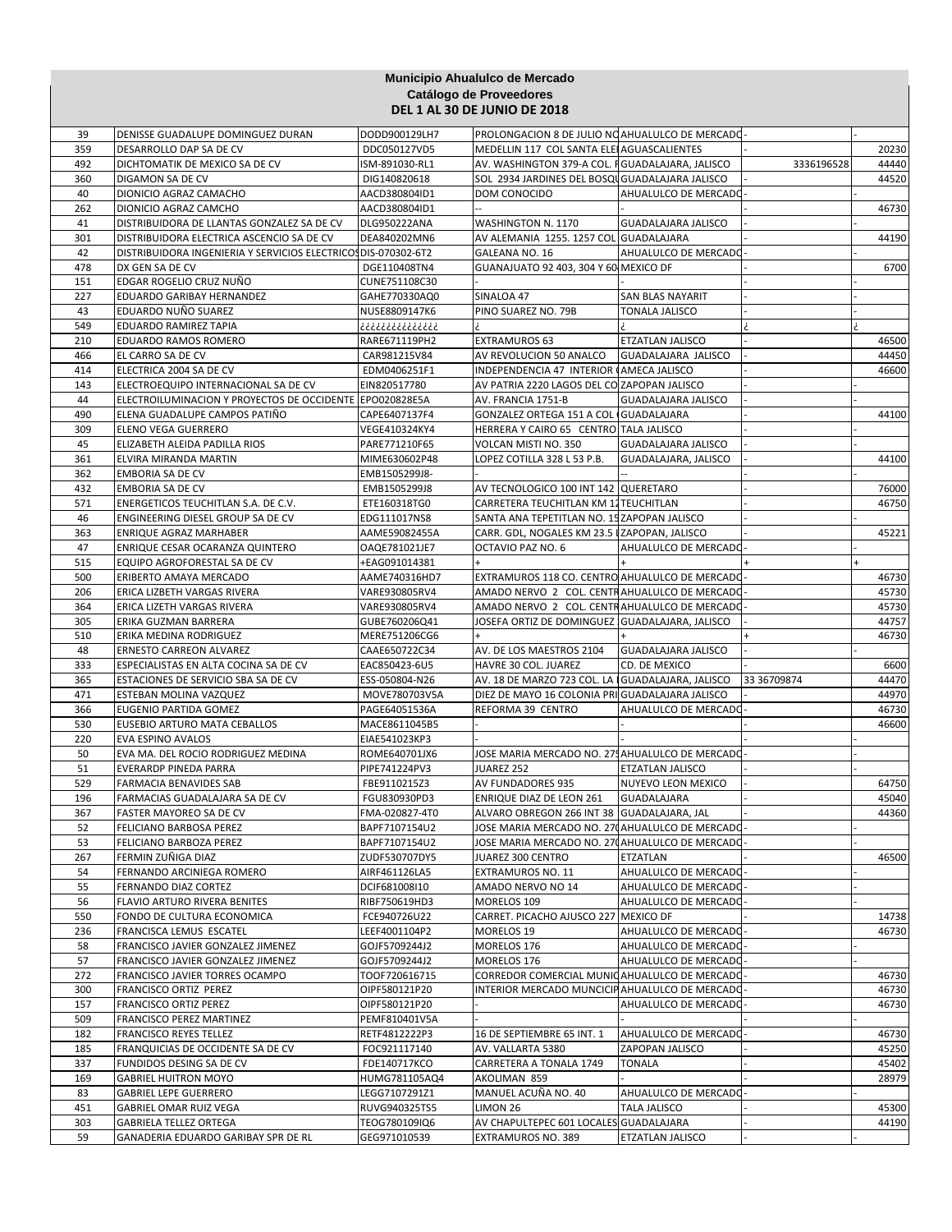**Municipio Ahualulco de Mercado**
**Catálogo de Proveedores**
**DEL 1 AL 30 DE JUNIO DE 2018**

| | | | | | | |
|---|---|---|---|---|---|---|
| 39 | DENISSE GUADALUPE DOMINGUEZ DURAN | DODD900129LH7 | PROLONGACION 8 DE JULIO NO | AHUALULCO DE MERCADO | - | - |
| 359 | DESARROLLO DAP SA DE CV | DDC050127VD5 | MEDELLIN 117 COL SANTA ELE | AGUASCALIENTES | - | 20230 |
| 492 | DICHTOMATIK DE MEXICO SA DE CV | ISM-891030-RL1 | AV. WASHINGTON 379-A COL. F | GUADALAJARA, JALISCO | 3336196528 | 44440 |
| 360 | DIGAMON SA DE CV | DIG140820618 | SOL 2934 JARDINES DEL BOSQU | GUADALAJARA JALISCO | - | 44520 |
| 40 | DIONICIO AGRAZ CAMACHO | AACD380804ID1 | DOM CONOCIDO | AHUALULCO DE MERCADO | - | - |
| 262 | DIONICIO AGRAZ CAMCHO | AACD380804ID1 | -- | - | - | 46730 |
| 41 | DISTRIBUIDORA DE LLANTAS GONZALEZ SA DE CV | DLG950222ANA | WASHINGTON N. 1170 | GUADALAJARA JALISCO | - | - |
| 301 | DISTRIBUIDORA ELECTRICA ASCENCIO SA DE CV | DEA840202MN6 | AV ALEMANIA 1255. 1257 COL | GUADALAJARA | - | 44190 |
| 42 | DISTRIBUIDORA INGENIERIA Y SERVICIOS ELECTRICOS | DIS-070302-6T2 | GALEANA NO. 16 | AHUALULCO DE MERCADO | - | - |
| 478 | DX GEN SA DE CV | DGE110408TN4 | GUANAJUATO 92 403, 304 Y 60 | MEXICO DF | - | 6700 |
| 151 | EDGAR ROGELIO CRUZ NUÑO | CUNE751108C30 | - | - | - | - |
| 227 | EDUARDO GARIBAY HERNANDEZ | GAHE770330AQ0 | SINALOA 47 | SAN BLAS NAYARIT | - | - |
| 43 | EDUARDO NUÑO SUAREZ | NUSE8809147K6 | PINO SUAREZ NO. 79B | TONALA JALISCO | - | - |
| 549 | EDUARDO RAMIREZ TAPIA | ¿¿¿¿¿¿¿¿¿¿¿¿¿¿ | ¿ | ¿ | ¿ | ¿ |
| 210 | EDUARDO RAMOS ROMERO | RARE671119PH2 | EXTRAMUROS 63 | ETZATLAN JALISCO | - | 46500 |
| 466 | EL CARRO SA DE CV | CAR981215V84 | AV REVOLUCION 50 ANALCO | GUADALAJARA JALISCO | - | 44450 |
| 414 | ELECTRICA 2004 SA DE CV | EDM0406251F1 | INDEPENDENCIA 47 INTERIOR ( | AMECA JALISCO | - | 46600 |
| 143 | ELECTROEQUIPO INTERNACIONAL SA DE CV | EIN820517780 | AV PATRIA 2220 LAGOS DEL CO | ZAPOPAN JALISCO | - | - |
| 44 | ELECTROILUMINACION Y PROYECTOS DE OCCIDENTE | EPO020828E5A | AV. FRANCIA 1751-B | GUADALAJARA JALISCO | - | - |
| 490 | ELENA GUADALUPE CAMPOS PATIÑO | CAPE6407137F4 | GONZALEZ ORTEGA 151 A COL | GUADALAJARA | - | 44100 |
| 309 | ELENO VEGA GUERRERO | VEGE410324KY4 | HERRERA Y CAIRO 65 CENTRO | TALA JALISCO | - | - |
| 45 | ELIZABETH ALEIDA PADILLA RIOS | PARE771210F65 | VOLCAN MISTI NO. 350 | GUADALAJARA JALISCO | - | - |
| 361 | ELVIRA MIRANDA MARTIN | MIME630602P48 | LOPEZ COTILLA 328 L 53 P.B. | GUADALAJARA, JALISCO | - | 44100 |
| 362 | EMBORIA SA DE CV | EMB1505299J8- | - | -- | - | - |
| 432 | EMBORIA SA DE CV | EMB1505299J8 | AV TECNOLOGICO 100 INT 142 | QUERETARO | - | 76000 |
| 571 | ENERGETICOS TEUCHITLAN S.A. DE C.V. | ETE160318TG0 | CARRETERA TEUCHITLAN KM 12 | TEUCHITLAN | - | 46750 |
| 46 | ENGINEERING DIESEL GROUP SA DE CV | EDG111017NS8 | SANTA ANA TEPETITLAN NO. 15 | ZAPOPAN JALISCO | - | - |
| 363 | ENRIQUE AGRAZ MARHABER | AAME59082455A | CARR. GDL, NOGALES KM 23.5 | ZAPOPAN, JALISCO | - | 45221 |
| 47 | ENRIQUE CESAR OCARANZA QUINTERO | OAQE781021JE7 | OCTAVIO PAZ NO. 6 | AHUALULCO DE MERCADO | - | - |
| 515 | EQUIPO AGROFORESTAL SA DE CV | +EAG091014381 | + | + | + | + |
| 500 | ERIBERTO AMAYA MERCADO | AAME740316HD7 | EXTRAMUROS 118 CO. CENTRO | AHUALULCO DE MERCADO | - | 46730 |
| 206 | ERICA LIZBETH VARGAS RIVERA | VARE930805RV4 | AMADO NERVO 2 COL. CENTR | AHUALULCO DE MERCADO | - | 45730 |
| 364 | ERICA LIZETH VARGAS RIVERA | VARE930805RV4 | AMADO NERVO 2 COL. CENTR | AHUALULCO DE MERCADO | - | 45730 |
| 305 | ERIKA GUZMAN BARRERA | GUBE760206Q41 | JOSEFA ORTIZ DE DOMINGUEZ | GUADALAJARA, JALISCO | - | 44757 |
| 510 | ERIKA MEDINA RODRIGUEZ | MERE751206CG6 | + | + | + | 46730 |
| 48 | ERNESTO CARREON ALVAREZ | CAAE650722C34 | AV. DE LOS MAESTROS 2104 | GUADALAJARA JALISCO | - | - |
| 333 | ESPECIALISTAS EN ALTA COCINA SA DE CV | EAC850423-6U5 | HAVRE 30 COL. JUAREZ | CD. DE MEXICO | - | 6600 |
| 365 | ESTACIONES DE SERVICIO SBA SA DE CV | ESS-050804-N26 | AV. 18 DE MARZO 723 COL. LA | GUADALAJARA, JALISCO | 33 36709874 | 44470 |
| 471 | ESTEBAN MOLINA VAZQUEZ | MOVE780703V5A | DIEZ DE MAYO 16 COLONIA PRI | GUADALAJARA JALISCO | - | 44970 |
| 366 | EUGENIO PARTIDA GOMEZ | PAGE64051536A | REFORMA 39 CENTRO | AHUALULCO DE MERCADO | - | 46730 |
| 530 | EUSEBIO ARTURO MATA CEBALLOS | MACE8611045B5 | - | - | - | 46600 |
| 220 | EVA ESPINO AVALOS | EIAE541023KP3 | - | - | - | - |
| 50 | EVA MA. DEL ROCIO RODRIGUEZ MEDINA | ROME640701JX6 | JOSE MARIA MERCADO NO. 27 | AHUALULCO DE MERCADO | - | - |
| 51 | EVERARDP PINEDA PARRA | PIPE741224PV3 | JUAREZ 252 | ETZATLAN JALISCO | - | - |
| 529 | FARMACIA BENAVIDES SAB | FBE9110215Z3 | AV FUNDADORES 935 | NUYEVO LEON MEXICO | - | 64750 |
| 196 | FARMACIAS GUADALAJARA SA DE CV | FGU830930PD3 | ENRIQUE DIAZ DE LEON 261 | GUADALAJARA | - | 45040 |
| 367 | FASTER MAYOREO SA DE CV | FMA-020827-4T0 | ALVARO OBREGON 266 INT 38 | GUADALAJARA, JAL | - | 44360 |
| 52 | FELICIANO BARBOSA PEREZ | BAPF7107154U2 | JOSE MARIA MERCADO NO. 27 | AHUALULCO DE MERCADO | - | - |
| 53 | FELICIANO BARBOZA PEREZ | BAPF7107154U2 | JOSE MARIA MERCADO NO. 27 | AHUALULCO DE MERCADO | - | - |
| 267 | FERMIN ZUÑIGA DIAZ | ZUDF530707DY5 | JUAREZ 300 CENTRO | ETZATLAN | - | 46500 |
| 54 | FERNANDO ARCINIEGA ROMERO | AIRF461126LA5 | EXTRAMUROS NO. 11 | AHUALULCO DE MERCADO | - | - |
| 55 | FERNANDO DIAZ CORTEZ | DCIF681008I10 | AMADO NERVO NO 14 | AHUALULCO DE MERCADO | - | - |
| 56 | FLAVIO ARTURO RIVERA BENITES | RIBF750619HD3 | MORELOS 109 | AHUALULCO DE MERCADO | - | - |
| 550 | FONDO DE CULTURA ECONOMICA | FCE940726U22 | CARRET. PICACHO AJUSCO 227 | MEXICO DF | - | 14738 |
| 236 | FRANCISCA LEMUS ESCATEL | LEEF4001104P2 | MORELOS 19 | AHUALULCO DE MERCADO | - | 46730 |
| 58 | FRANCISCO JAVIER GONZALEZ JIMENEZ | GOJF5709244J2 | MORELOS 176 | AHUALULCO DE MERCADO | - | - |
| 57 | FRANCISCO JAVIER GONZALEZ JIMENEZ | GOJF5709244J2 | MORELOS 176 | AHUALULCO DE MERCADO | - | - |
| 272 | FRANCISCO JAVIER TORRES OCAMPO | TOOF720616715 | CORREDOR COMERCIAL MUNIC | AHUALULCO DE MERCADO | - | 46730 |
| 300 | FRANCISCO ORTIZ PEREZ | OIPF580121P20 | INTERIOR MERCADO MUNCICIP | AHUALULCO DE MERCADO | - | 46730 |
| 157 | FRANCISCO ORTIZ PEREZ | OIPF580121P20 | - | AHUALULCO DE MERCADO | - | 46730 |
| 509 | FRANCISCO PEREZ MARTINEZ | PEMF810401V5A | - | - | - | - |
| 182 | FRANCISCO REYES TELLEZ | RETF4812222P3 | 16 DE SEPTIEMBRE 65 INT. 1 | AHUALULCO DE MERCADO | - | 46730 |
| 185 | FRANQUICIAS DE OCCIDENTE SA DE CV | FOC921117140 | AV. VALLARTA 5380 | ZAPOPAN JALISCO | - | 45250 |
| 337 | FUNDIDOS DESING SA DE CV | FDE140717KCO | CARRETERA A TONALA 1749 | TONALA | - | 45402 |
| 169 | GABRIEL HUITRON MOYO | HUMG781105AQ4 | AKOLIMAN 859 | - | - | 28979 |
| 83 | GABRIEL LEPE GUERRERO | LEGG7107291Z1 | MANUEL ACUÑA NO. 40 | AHUALULCO DE MERCADO | - | - |
| 451 | GABRIEL OMAR RUIZ VEGA | RUVG940325TS5 | LIMON 26 | TALA JALISCO | - | 45300 |
| 303 | GABRIELA TELLEZ ORTEGA | TEOG780109IQ6 | AV CHAPULTEPEC 601 LOCALES | GUADALAJARA | - | 44190 |
| 59 | GANADERIA EDUARDO GARIBAY SPR DE RL | GEG971010539 | EXTRAMUROS NO. 389 | ETZATLAN JALISCO | - | - |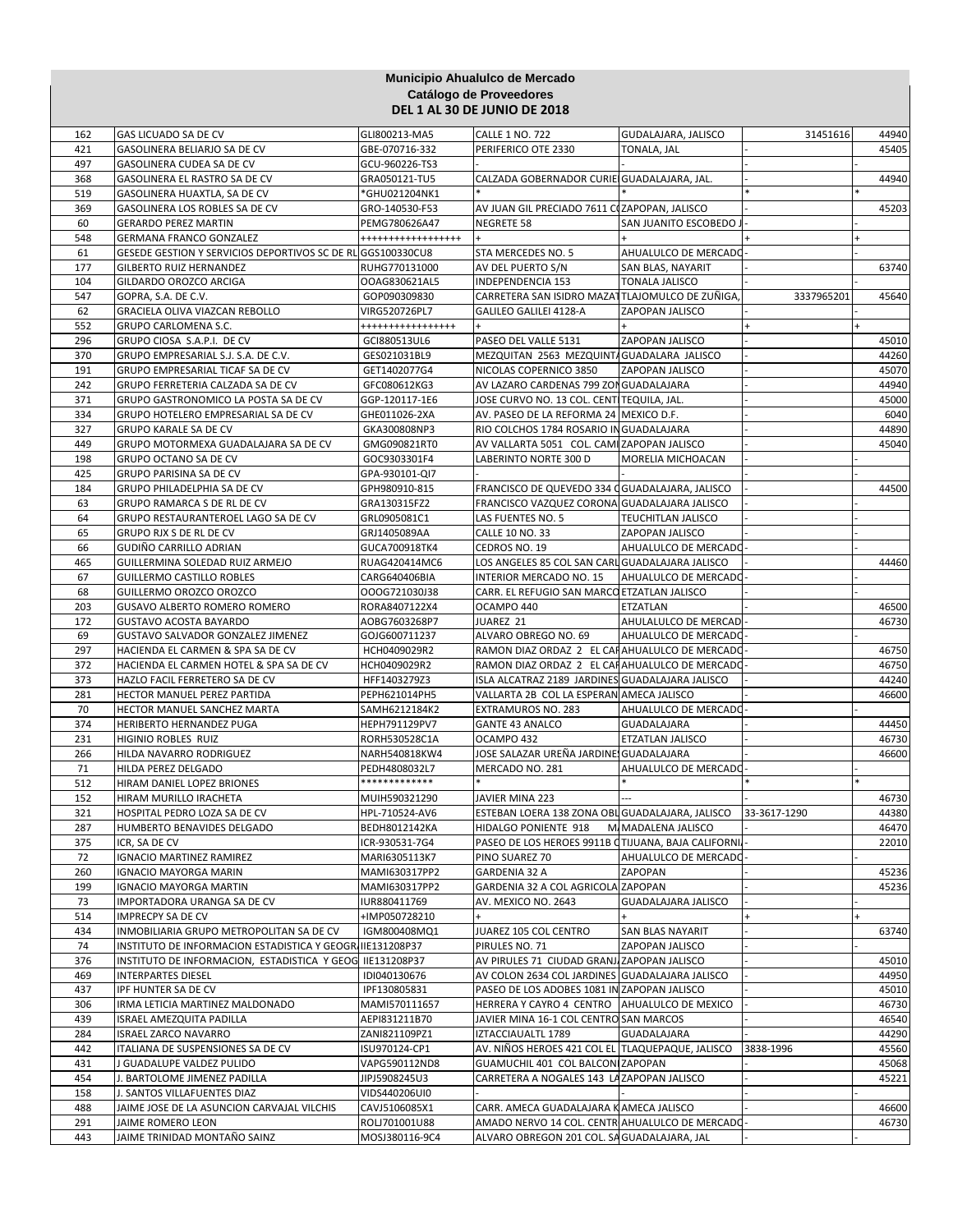**Municipio Ahualulco de Mercado**
**Catálogo de Proveedores**
**DEL 1 AL 30 DE JUNIO DE 2018**

| | | | | | | |
|---|---|---|---|---|---|---|
| 162 | GAS LICUADO SA DE CV | GLI800213-MA5 | CALLE 1 NO. 722 | GUADALAJARA, JALISCO | 31451616 | 44940 |
| 421 | GASOLINERA BELIARJO SA DE CV | GBE-070716-332 | PERIFERICO OTE 2330 | TONALA, JAL | - | 45405 |
| 497 | GASOLINERA CUDEA SA DE CV | GCU-960226-TS3 | - | - | - | - |
| 368 | GASOLINERA EL RASTRO SA DE CV | GRA050121-TU5 | CALZADA GOBERNADOR CURIE | GUADALAJARA, JAL. | - | 44940 |
| 519 | GASOLINERA HUAXTLA, SA DE CV | *GHU021204NK1 | * | * | * | * |
| 369 | GASOLINERA LOS ROBLES SA DE CV | GRO-140530-F53 | AV JUAN GIL PRECIADO 7611 C | ZAPOPAN, JALISCO | - | 45203 |
| 60 | GERARDO PEREZ MARTIN | PEMG780626A47 | NEGRETE 58 | SAN JUANITO ESCOBEDO J | - | - |
| 548 | GERMANA FRANCO GONZALEZ | +++++++++++++++++ | + | + | + | + |
| 61 | GESEDE GESTION Y SERVICIOS DEPORTIVOS SC DE RL | GGS100330CU8 | STA MERCEDES NO. 5 | AHUALULCO DE MERCADO | - | - |
| 177 | GILBERTO RUIZ HERNANDEZ | RUHG770131000 | AV DEL PUERTO S/N | SAN BLAS, NAYARIT | - | 63740 |
| 104 | GILDARDO OROZCO ARCIGA | OOAG830621AL5 | INDEPENDENCIA 153 | TONALA JALISCO | - | - |
| 547 | GOPRA, S.A. DE C.V. | GOP090309830 | CARRETERA SAN ISIDRO MAZAT | TLAJOMULCO DE ZUÑIGA, | 3337965201 | 45640 |
| 62 | GRACIELA OLIVA VIAZCAN REBOLLO | VIRG520726PL7 | GALILEO GALILEI 4128-A | ZAPOPAN JALISCO | - | - |
| 552 | GRUPO CARLOMENA S.C. | ++++++++++++++++ | + | + | + | + |
| 296 | GRUPO CIOSA S.A.P.I. DE CV | GCI880513UL6 | PASEO DEL VALLE 5131 | ZAPOPAN JALISCO | - | 45010 |
| 370 | GRUPO EMPRESARIAL S.J. S.A. DE C.V. | GES021031BL9 | MEZQUITAN 2563 MEZQUINT | GUADALARA JALISCO | - | 44260 |
| 191 | GRUPO EMPRESARIAL TICAF SA DE CV | GET1402077G4 | NICOLAS COPERNICO 3850 | ZAPOPAN JALISCO | - | 45070 |
| 242 | GRUPO FERRETERIA CALZADA SA DE CV | GFC080612KG3 | AV LAZARO CARDENAS 799 ZON | GUADALAJARA | - | 44940 |
| 371 | GRUPO GASTRONOMICO LA POSTA SA DE CV | GGP-120117-1E6 | JOSE CURVO NO. 13 COL. CENT | TEQUILA, JAL. | - | 45000 |
| 334 | GRUPO HOTELERO EMPRESARIAL SA DE CV | GHE011026-2XA | AV. PASEO DE LA REFORMA 24 | MEXICO D.F. | - | 6040 |
| 327 | GRUPO KARALE SA DE CV | GKA300808NP3 | RIO COLCHOS 1784 ROSARIO IN | GUADALAJARA | - | 44890 |
| 449 | GRUPO MOTORMEXA GUADALAJARA SA DE CV | GMG090821RT0 | AV VALLARTA 5051 COL. CAMI | ZAPOPAN JALISCO | - | 45040 |
| 198 | GRUPO OCTANO SA DE CV | GOC9303301F4 | LABERINTO NORTE 300 D | MORELIA MICHOACAN | - | - |
| 425 | GRUPO PARISINA SA DE CV | GPA-930101-QI7 | - | - | - | - |
| 184 | GRUPO PHILADELPHIA SA DE CV | GPH980910-815 | FRANCISCO DE QUEVEDO 334 C | GUADALAJARA, JALISCO | - | 44500 |
| 63 | GRUPO RAMARCA S DE RL DE CV | GRA130315FZ2 | FRANCISCO VAZQUEZ CORONA | GUADALAJARA JALISCO | - | - |
| 64 | GRUPO RESTAURANTEROEL LAGO SA DE CV | GRL0905081C1 | LAS FUENTES NO. 5 | TEUCHITLAN JALISCO | - | - |
| 65 | GRUPO RJX S DE RL DE CV | GRJ1405089AA | CALLE 10 NO. 33 | ZAPOPAN JALISCO | - | - |
| 66 | GUDIÑO CARRILLO ADRIAN | GUCA700918TK4 | CEDROS NO. 19 | AHUALULCO DE MERCADO | - | - |
| 465 | GUILLERMINA SOLEDAD RUIZ ARMEJO | RUAG420414MC6 | LOS ANGELES 85 COL SAN CARL | GUADALAJARA JALISCO | - | 44460 |
| 67 | GUILLERMO CASTILLO ROBLES | CARG640406BIA | INTERIOR MERCADO NO. 15 | AHUALULCO DE MERCADO | - | - |
| 68 | GUILLERMO OROZCO OROZCO | OOOG721030J38 | CARR. EL REFUGIO SAN MARCO | ETZATLAN JALISCO | - | - |
| 203 | GUSAVO ALBERTO ROMERO ROMERO | RORA8407122X4 | OCAMPO 440 | ETZATLAN | - | 46500 |
| 172 | GUSTAVO ACOSTA BAYARDO | AOBG7603268P7 | JUAREZ 21 | AHULALULCO DE MERCAD | - | 46730 |
| 69 | GUSTAVO SALVADOR GONZALEZ JIMENEZ | GOJG600711237 | ALVARO OBREGO NO. 69 | AHUALULCO DE MERCADO | - | - |
| 297 | HACIENDA EL CARMEN & SPA SA DE CV | HCH0409029R2 | RAMON DIAZ ORDAZ 2 EL CAR | AHUALULCO DE MERCADO | - | 46750 |
| 372 | HACIENDA EL CARMEN HOTEL & SPA SA DE CV | HCH0409029R2 | RAMON DIAZ ORDAZ 2 EL CAR | AHUALULCO DE MERCADO | - | 46750 |
| 373 | HAZLO FACIL FERRETERO SA DE CV | HFF1403279Z3 | ISLA ALCATRAZ 2189 JARDINES | GUADALAJARA JALISCO | - | 44240 |
| 281 | HECTOR MANUEL PEREZ PARTIDA | PEPH621014PH5 | VALLARTA 2B COL LA ESPERAN | AMECA JALISCO | - | 46600 |
| 70 | HECTOR MANUEL SANCHEZ MARTA | SAMH6212184K2 | EXTRAMUROS NO. 283 | AHUALULCO DE MERCADO | - | - |
| 374 | HERIBERTO HERNANDEZ PUGA | HEPH791129PV7 | GANTE 43 ANALCO | GUADALAJARA | - | 44450 |
| 231 | HIGINIO ROBLES RUIZ | RORH530528C1A | OCAMPO 432 | ETZATLAN JALISCO | - | 46730 |
| 266 | HILDA NAVARRO RODRIGUEZ | NARH540818KW4 | JOSE SALAZAR UREÑA JARDINE | GUADALAJARA | - | 46600 |
| 71 | HILDA PEREZ DELGADO | PEDH4808032L7 | MERCADO NO. 281 | AHUALULCO DE MERCADO | - | - |
| 512 | HIRAM DANIEL LOPEZ BRIONES | ************** | * | * | * | * |
| 152 | HIRAM MURILLO IRACHETA | MUIH590321290 | JAVIER MINA 223 | --- | - | 46730 |
| 321 | HOSPITAL PEDRO LOZA SA DE CV | HPL-710524-AV6 | ESTEBAN LOERA 138 ZONA OBL | GUADALAJARA, JALISCO | 33-3617-1290 | 44380 |
| 287 | HUMBERTO BENAVIDES DELGADO | BEDH8012142KA | HIDALGO PONIENTE 918 M | MADALENA JALISCO | - | 46470 |
| 375 | ICR, SA DE CV | ICR-930531-7G4 | PASEO DE LOS HEROES 9911B C | TIJUANA, BAJA CALIFORNI | - | 22010 |
| 72 | IGNACIO MARTINEZ RAMIREZ | MARI6305113K7 | PINO SUAREZ 70 | AHUALULCO DE MERCADO | - | - |
| 260 | IGNACIO MAYORGA MARIN | MAMI630317PP2 | GARDENIA 32 A | ZAPOPAN | - | 45236 |
| 199 | IGNACIO MAYORGA MARTIN | MAMI630317PP2 | GARDENIA 32 A COL AGRICOLA | ZAPOPAN | - | 45236 |
| 73 | IMPORTADORA URANGA SA DE CV | IUR880411769 | AV. MEXICO NO. 2643 | GUADALAJARA JALISCO | - | - |
| 514 | IMPRECPY SA DE CV | +IMP050728210 | + | + | + | + |
| 434 | INMOBILIARIA GRUPO METROPOLITAN SA DE CV | IGM800408MQ1 | JUAREZ 105 COL CENTRO | SAN BLAS NAYARIT | - | 63740 |
| 74 | INSTITUTO DE INFORMACION ESTADISTICA Y GEOGR | IIE131208P37 | PIRULES NO. 71 | ZAPOPAN JALISCO | - | - |
| 376 | INSTITUTO DE INFORMACION, ESTADISTICA Y GEOG | IIE131208P37 | AV PIRULES 71 CIUDAD GRANJ | ZAPOPAN JALISCO | - | 45010 |
| 469 | INTERPARTES DIESEL | IDI040130676 | AV COLON 2634 COL JARDINES | GUADALAJARA JALISCO | - | 44950 |
| 437 | IPF HUNTER SA DE CV | IPF130805831 | PASEO DE LOS ADOBES 1081 IN | ZAPOPAN JALISCO | - | 45010 |
| 306 | IRMA LETICIA MARTINEZ MALDONADO | MAMI570111657 | HERRERA Y CAYRO 4 CENTRO | AHUALULCO DE MEXICO | - | 46730 |
| 439 | ISRAEL AMEZQUITA PADILLA | AEPI831211B70 | JAVIER MINA 16-1 COL CENTRO | SAN MARCOS | - | 46540 |
| 284 | ISRAEL ZARCO NAVARRO | ZANI821109PZ1 | IZTACCIAUALTL 1789 | GUADALAJARA | - | 44290 |
| 442 | ITALIANA DE SUSPENSIONES SA DE CV | ISU970124-CP1 | AV. NIÑOS HEROES 421 COL EL | TLAQUEPAQUE, JALISCO | 3838-1996 | 45560 |
| 431 | J GUADALUPE VALDEZ PULIDO | VAPG590112ND8 | GUAMUCHIL 401 COL BALCON | ZAPOPAN | - | 45068 |
| 454 | J. BARTOLOME JIMENEZ PADILLA | JIPJ5908245U3 | CARRETERA A NOGALES 143 L | ZAPOPAN JALISCO | - | 45221 |
| 158 | J. SANTOS VILLAFUENTES DIAZ | VIDS440206UI0 | - | - | - | - |
| 488 | JAIME JOSE DE LA ASUNCION CARVAJAL VILCHIS | CAVJ5106085X1 | CARR. AMECA GUADALAJARA K | AMECA JALISCO | - | 46600 |
| 291 | JAIME ROMERO LEON | ROLJ701001U88 | AMADO NERVO 14 COL. CENTR | AHUALULCO DE MERCADO | - | 46730 |
| 443 | JAIME TRINIDAD MONTAÑO SAINZ | MOSJ380116-9C4 | ALVARO OBREGON 201 COL. SA | GUADALAJARA, JAL | - | - |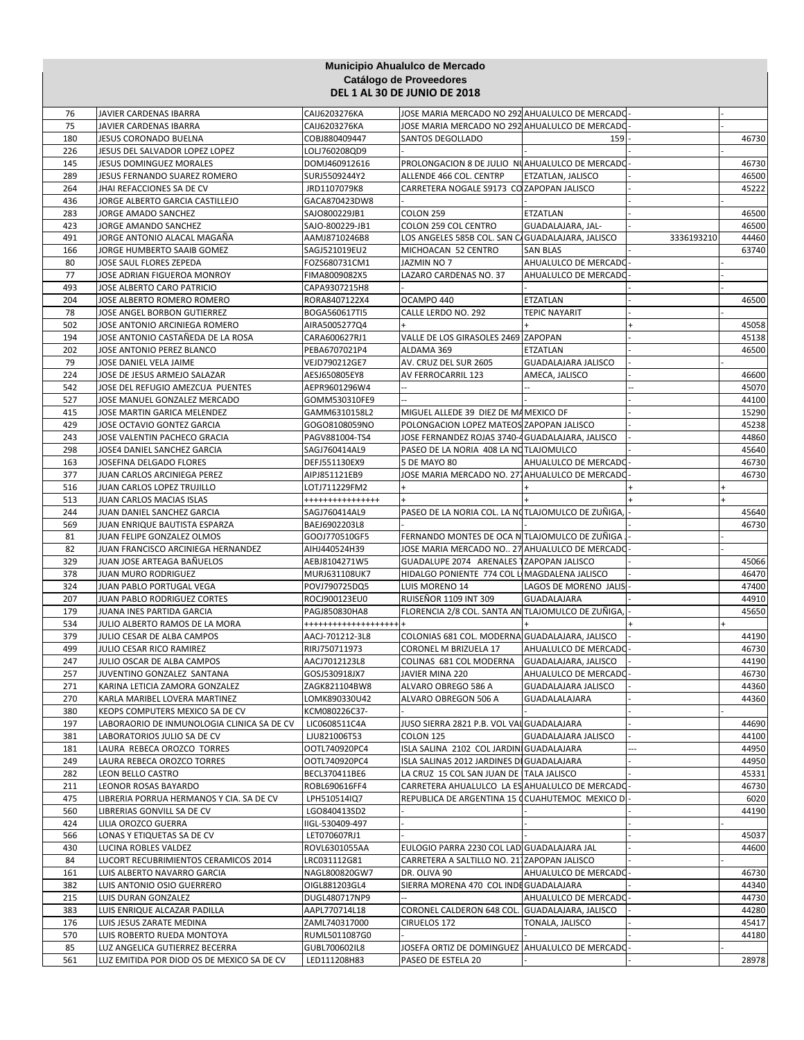**Municipio Ahualulco de Mercado**
**Catálogo de Proveedores**
**DEL 1 AL 30 DE JUNIO DE 2018**

| | | | | | | |
|---|---|---|---|---|---|---|
| 76 | JAVIER CARDENAS IBARRA | CAIJ6203276KA | JOSE MARIA MERCADO NO 292 | AHUALULCO DE MERCADO | - | - |
| 75 | JAVIER CARDENAS IBARRA | CAIJ6203276KA | JOSE MARIA MERCADO NO 292 | AHUALULCO DE MERCADO | - | - |
| 180 | JESUS CORONADO BUELNA | COBJ880409447 | SANTOS DEGOLLADO | 159 | - | 46730 |
| 226 | JESUS DEL SALVADOR LOPEZ LOPEZ | LOLJ760208QD9 | - | - | - | - |
| 145 | JESUS DOMINGUEZ MORALES | DOMJ460912616 | PROLONGACION 8 DE JULIO NU | AHUALULCO DE MERCADO | - | 46730 |
| 289 | JESUS FERNANDO SUAREZ ROMERO | SURJ5509244Y2 | ALLENDE 466 COL. CENTRP | ETZATLAN, JALISCO | - | 46500 |
| 264 | JHAI REFACCIONES SA DE CV | JRD1107079K8 | CARRETERA NOGALE S9173 CO | ZAPOPAN JALISCO | - | 45222 |
| 436 | JORGE ALBERTO GARCIA CASTILLEJO | GACA870423DW8 | - | - | - | - |
| 283 | JORGE AMADO SANCHEZ | SAJO800229JB1 | COLON 259 | ETZATLAN | - | 46500 |
| 423 | JORGE AMANDO SANCHEZ | SAJO-800229-JB1 | COLON 259 COL CENTRO | GUADALAJARA, JAL- | - | 46500 |
| 491 | JORGE ANTONIO ALACAL MAGAÑA | AAMJ8710246B8 | LOS ANGELES 585B COL. SAN CA | GUADALAJARA, JALISCO | 3336193210 | 44460 |
| 166 | JORGE HUMBERTO SAAIB GOMEZ | SAGJ521019EU2 | MICHOACAN 52 CENTRO | SAN BLAS | - | 63740 |
| 80 | JOSE SAUL FLORES ZEPEDA | FOZS680731CM1 | JAZMIN NO 7 | AHUALULCO DE MERCADO | - | - |
| 77 | JOSE ADRIAN FIGUEROA MONROY | FIMA8009082X5 | LAZARO CARDENAS NO. 37 | AHUALULCO DE MERCADO | - | - |
| 493 | JOSE ALBERTO CARO PATRICIO | CAPA9307215H8 | - | - | - | - |
| 204 | JOSE ALBERTO ROMERO ROMERO | RORA8407122X4 | OCAMPO 440 | ETZATLAN | - | 46500 |
| 78 | JOSE ANGEL BORBON GUTIERREZ | BOGA560617TI5 | CALLE LERDO NO. 292 | TEPIC NAYARIT | - | - |
| 502 | JOSE ANTONIO ARCINIEGA ROMERO | AIRA5005277Q4 | + | + | + | 45058 |
| 194 | JOSE ANTONIO CASTAÑEDA DE LA ROSA | CARA600627RJ1 | VALLE DE LOS GIRASOLES 2469 | ZAPOPAN | - | 45138 |
| 202 | JOSE ANTONIO PEREZ BLANCO | PEBA6707021P4 | ALDAMA 369 | ETZATLAN | - | 46500 |
| 79 | JOSE DANIEL VELA JAIME | VEJD790212GE7 | AV. CRUZ DEL SUR 2605 | GUADALAJARA JALISCO | - | - |
| 224 | JOSE DE JESUS ARMEJO SALAZAR | AESJ650805EY8 | AV FERROCARRIL 123 | AMECA, JALISCO | - | 46600 |
| 542 | JOSE DEL REFUGIO AMEZCUA PUENTES | AEPR9601296W4 | -- | -- | -- | 45070 |
| 527 | JOSE MANUEL GONZALEZ MERCADO | GOMM530310FE9 | -- | - | - | 44100 |
| 415 | JOSE MARTIN GARICA MELENDEZ | GAMM6310158L2 | MIGUEL ALLEDE 39 DIEZ DE MA | MEXICO DF | - | 15290 |
| 429 | JOSE OCTAVIO GONTEZ GARCIA | GOGO8108059NO | POLONGACION LOPEZ MATEOS | ZAPOPAN JALISCO | - | 45238 |
| 243 | JOSE VALENTIN PACHECO GRACIA | PAGV881004-TS4 | JOSE FERNANDEZ ROJAS 3740-4 | GUADALAJARA, JALISCO | - | 44860 |
| 298 | JOSE4 DANIEL SANCHEZ GARCIA | SAGJ760414AL9 | PASEO DE LA NORIA 408 LA NO | TLAJOMULCO | - | 45640 |
| 163 | JOSEFINA DELGADO FLORES | DEFJ551130EX9 | 5 DE MAYO 80 | AHUALULCO DE MERCADO | - | 46730 |
| 377 | JUAN CARLOS ARCINIEGA PEREZ | AIPJ851121EB9 | JOSE MARIA MERCADO NO. 27 | AHUALULCO DE MERCADO | - | 46730 |
| 516 | JUAN CARLOS LOPEZ TRUJILLO | LOTJ711229FM2 | + | + | + | + |
| 513 | JUAN CARLOS MACIAS ISLAS | +++++++++++++++ | + | + | + | + |
| 244 | JUAN DANIEL SANCHEZ GARCIA | SAGJ760414AL9 | PASEO DE LA NORIA COL. LA NO | TLAJOMULCO DE ZUÑIGA, | - | 45640 |
| 569 | JUAN ENRIQUE BAUTISTA ESPARZA | BAEJ6902203L8 | - | - | - | 46730 |
| 81 | JUAN FELIPE GONZALEZ OLMOS | GOOJ770510GF5 | FERNANDO MONTES DE OCA N | TLAJOMULCO DE ZUÑIGA . | - | - |
| 82 | JUAN FRANCISCO ARCINIEGA HERNANDEZ | AIHJ440524H39 | JOSE MARIA MERCADO NO.. 27 | AHUALULCO DE MERCADO | - | - |
| 329 | JUAN JOSE ARTEAGA BAÑUELOS | AEBJ8104271W5 | GUADALUPE 2074 ARENALES T | ZAPOPAN JALISCO | - | 45066 |
| 378 | JUAN MURO RODRIGUEZ | MURJ631108UK7 | HIDALGO PONIENTE 774 COL L | MAGDALENA JALISCO | - | 46470 |
| 324 | JUAN PABLO PORTUGAL VEGA | POVJ790725DQ5 | LUIS MORENO 14 | LAGOS DE MORENO JALIS | - | 47400 |
| 207 | JUAN PABLO RODRIGUEZ CORTES | ROCJ900123EU0 | RUISEÑOR 1109 INT 309 | GUADALAJARA | - | 44910 |
| 179 | JUANA INES PARTIDA GARCIA | PAGJ850830HA8 | FLORENCIA 2/8 COL. SANTA AN | TLAJOMULCO DE ZUÑIGA, | - | 45650 |
| 534 | JULIO ALBERTO RAMOS DE LA MORA | +++++++++++++++++++ | + | | + | + |
| 379 | JULIO CESAR DE ALBA CAMPOS | AACJ-701212-3L8 | COLONIAS 681 COL. MODERNA | GUADALAJARA, JALISCO | - | 44190 |
| 499 | JULIO CESAR RICO RAMIREZ | RIRJ750711973 | CORONEL M BRIZUELA 17 | AHUALULCO DE MERCADO | - | 46730 |
| 247 | JULIO OSCAR DE ALBA CAMPOS | AACJ7012123L8 | COLINAS 681 COL MODERNA | GUADALAJARA, JALISCO | - | 44190 |
| 257 | JUVENTINO GONZALEZ SANTANA | GOSJ530918JX7 | JAVIER MINA 220 | AHUALULCO DE MERCADO | - | 46730 |
| 271 | KARINA LETICIA ZAMORA GONZALEZ | ZAGK821104BW8 | ALVARO OBREGO 586 A | GUADALAJARA JALISCO | - | 44360 |
| 270 | KARLA MARIBEL LOVERA MARTINEZ | LOMK890330U42 | ALVARO OBREGON 506 A | GUADALALAJARA | - | 44360 |
| 380 | KEOPS COMPUTERS MEXICO SA DE CV | KCM080226C37- | - | - | - | - |
| 197 | LABORAORIO DE INMUNOLOGIA CLINICA SA DE CV | LIC0608511C4A | JUSO SIERRA 2821 P.B. VOL VAL | GUADALAJARA | - | 44690 |
| 381 | LABORATORIOS JULIO SA DE CV | LJU821006T53 | COLON 125 | GUADALAJARA JALISCO | - | 44100 |
| 181 | LAURA REBECA OROZCO TORRES | OOTL740920PC4 | ISLA SALINA 2102 COL JARDIN | GUADALAJARA | --- | 44950 |
| 249 | LAURA REBECA OROZCO TORRES | OOTL740920PC4 | ISLA SALINAS 2012 JARDINES DE | GUADALAJARA | - | 44950 |
| 282 | LEON BELLO CASTRO | BECL370411BE6 | LA CRUZ 15 COL SAN JUAN DE | TALA JALISCO | - | 45331 |
| 211 | LEONOR ROSAS BAYARDO | ROBL690616FF4 | CARRETERA AHUALULCO LA ES | AHUALULCO DE MERCADO | - | 46730 |
| 475 | LIBRERIA PORRUA HERMANOS Y CIA. SA DE CV | LPH510514IQ7 | REPUBLICA DE ARGENTINA 15 C | CUAHUTEMOC MEXICO D | - | 6020 |
| 560 | LIBRERIAS GONVILL SA DE CV | LGO840413SD2 | - | - | - | 44190 |
| 424 | LILIA OROZCO GUERRA | IIGL-530409-497 | - | - | - | - |
| 566 | LONAS Y ETIQUETAS SA DE CV | LET070607RJ1 | - | - | - | 45037 |
| 430 | LUCINA ROBLES VALDEZ | ROVL6301055AA | EULOGIO PARRA 2230 COL LAD | GUADALAJARA JAL | - | 44600 |
| 84 | LUCORT RECUBRIMIENTOS CERAMICOS 2014 | LRC031112G81 | CARRETERA A SALTILLO NO. 21 | ZAPOPAN JALISCO | - | - |
| 161 | LUIS ALBERTO NAVARRO GARCIA | NAGL800820GW7 | DR. OLIVA 90 | AHUALULCO DE MERCADO | - | 46730 |
| 382 | LUIS ANTONIO OSIO GUERRERO | OIGL881203GL4 | SIERRA MORENA 470 COL INDE | GUADALAJARA | - | 44340 |
| 215 | LUIS DURAN GONZALEZ | DUGL480717NP9 | -- | AHUALULCO DE MERCADO | - | 44730 |
| 383 | LUIS ENRIQUE ALCAZAR PADILLA | AAPL770714L18 | CORONEL CALDERON 648 COL. | GUADALAJARA, JALISCO | - | 44280 |
| 176 | LUIS JESUS ZARATE MEDINA | ZAML740317000 | CIRUELOS 172 | TONALA, JALISCO | - | 45417 |
| 570 | LUIS ROBERTO RUEDA MONTOYA | RUML5011087G0 | - | - | - | 44180 |
| 85 | LUZ ANGELICA GUTIERREZ BECERRA | GUBL700602IL8 | JOSEFA ORTIZ DE DOMINGUEZ | AHUALULCO DE MERCADO | - | - |
| 561 | LUZ EMITIDA POR DIOD OS DE MEXICO SA DE CV | LED111208H83 | PASEO DE ESTELA 20 | - | - | 28978 |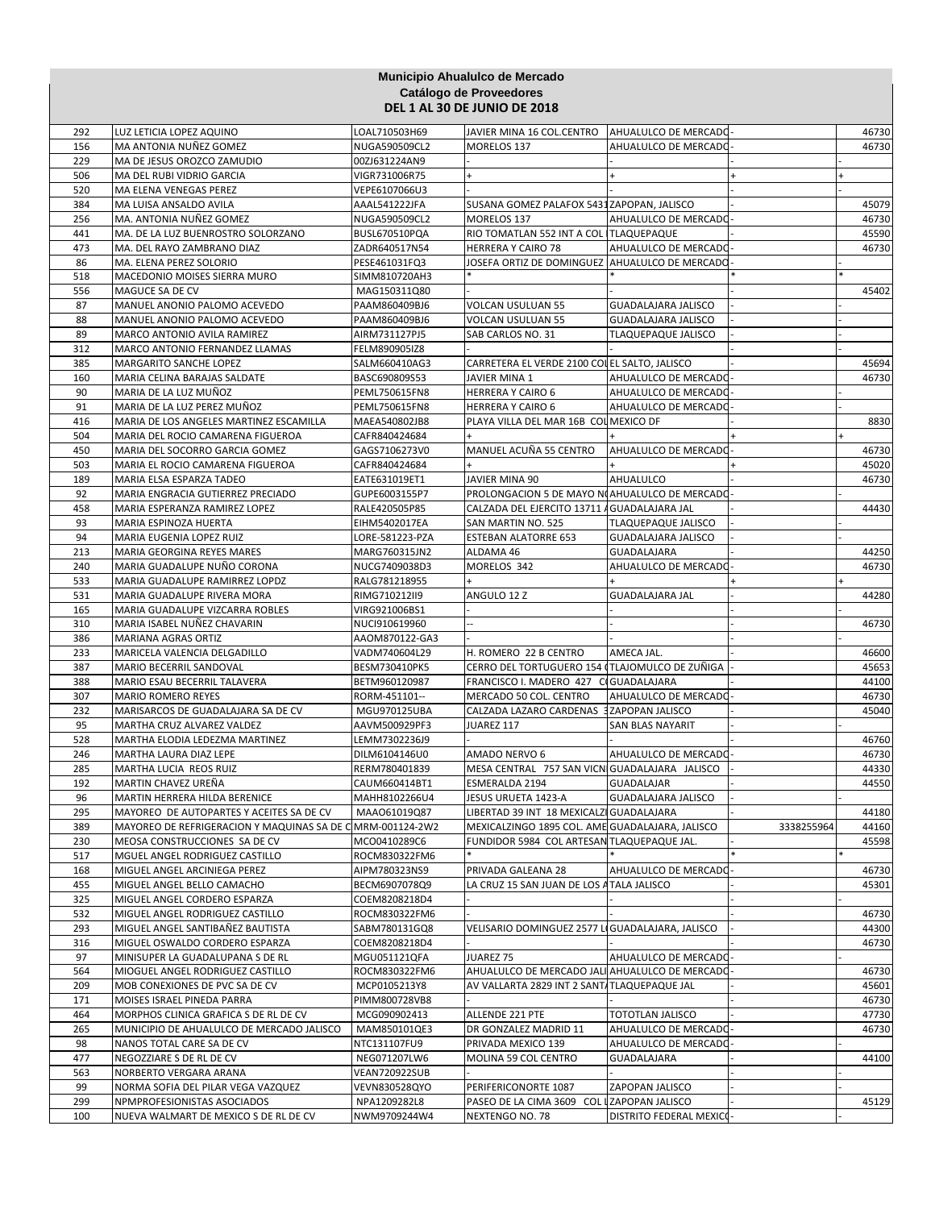# Municipio Ahualulco de Mercado
## Catálogo de Proveedores
## DEL 1 AL 30 DE JUNIO DE 2018

| | | | | | | | |
|---|---|---|---|---|---|---|---|
| 292 | LUZ LETICIA LOPEZ AQUINO | LOAL710503H69 | JAVIER MINA 16 COL.CENTRO | AHUALULCO DE MERCADO | - | | 46730 |
| 156 | MA ANTONIA NUÑEZ GOMEZ | NUGA590509CL2 | MORELOS 137 | AHUALULCO DE MERCADO | - | | 46730 |
| 229 | MA DE JESUS OROZCO ZAMUDIO | 00ZJ631224AN9 | | - | - | | - |
| 506 | MA DEL RUBI VIDRIO GARCIA | VIGR731006R75 | + | + | + | | + |
| 520 | MA ELENA VENEGAS PEREZ | VEPE6107066U3 | - | - | - | | - |
| 384 | MA LUISA ANSALDO AVILA | AAAL541222JFA | SUSANA GOMEZ PALAFOX 5431 | ZAPOPAN, JALISCO | - | | 45079 |
| 256 | MA. ANTONIA NUÑEZ GOMEZ | NUGA590509CL2 | MORELOS 137 | AHUALULCO DE MERCADO | - | | 46730 |
| 441 | MA. DE LA LUZ BUENROSTRO SOLORZANO | BUSL670510PQA | RIO TOMATLAN 552 INT A COL | TLAQUEPAQUE | - | | 45590 |
| 473 | MA. DEL RAYO ZAMBRANO DIAZ | ZADR640517N54 | HERRERA Y CAIRO 78 | AHUALULCO DE MERCADO | - | | 46730 |
| 86 | MA. ELENA PEREZ SOLORIO | PESE461031FQ3 | JOSEFA ORTIZ DE DOMINGUEZ | AHUALULCO DE MERCADO | - | | - |
| 518 | MACEDONIO MOISES SIERRA MURO | SIMM810720AH3 | * | * | * | | * |
| 556 | MAGUCE SA DE CV | MAG150311Q80 | - | - | - | | 45402 |
| 87 | MANUEL ANONIO PALOMO ACEVEDO | PAAM860409BJ6 | VOLCAN USULUAN 55 | GUADALAJARA JALISCO | - | | - |
| 88 | MANUEL ANONIO PALOMO ACEVEDO | PAAM860409BJ6 | VOLCAN USULUAN 55 | GUADALAJARA JALISCO | - | | - |
| 89 | MARCO ANTONIO AVILA RAMIREZ | AIRM731127PJ5 | SAB CARLOS NO. 31 | TLAQUEPAQUE JALISCO | - | | - |
| 312 | MARCO ANTONIO FERNANDEZ LLAMAS | FELM890905IZ8 | - | - | - | | - |
| 385 | MARGARITO SANCHE LOPEZ | SALM660410AG3 | CARRETERA EL VERDE 2100 COL | EL SALTO, JALISCO | - | | 45694 |
| 160 | MARIA CELINA BARAJAS SALDATE | BASC690809S53 | JAVIER MINA 1 | AHUALULCO DE MERCADO | - | | 46730 |
| 90 | MARIA DE LA LUZ MUÑOZ | PEML750615FN8 | HERRERA Y CAIRO 6 | AHUALULCO DE MERCADO | - | | - |
| 91 | MARIA DE LA LUZ PEREZ MUÑOZ | PEML750615FN8 | HERRERA Y CAIRO 6 | AHUALULCO DE MERCADO | - | | - |
| 416 | MARIA DE LOS ANGELES MARTINEZ ESCAMILLA | MAEA540802JB8 | PLAYA VILLA DEL MAR 16B COL | MEXICO DF | - | | 8830 |
| 504 | MARIA DEL ROCIO CAMARENA FIGUEROA | CAFR840424684 | + | + | + | | + |
| 450 | MARIA DEL SOCORRO GARCIA GOMEZ | GAGS7106273V0 | MANUEL ACUÑA 55 CENTRO | AHUALULCO DE MERCADO | - | | 46730 |
| 503 | MARIA EL ROCIO CAMARENA FIGUEROA | CAFR840424684 | + | + | + | | 45020 |
| 189 | MARIA ELSA ESPARZA TADEO | EATE631019ET1 | JAVIER MINA 90 | AHUALULCO | - | | 46730 |
| 92 | MARIA ENGRACIA GUTIERREZ PRECIADO | GUPE6003155P7 | PROLONGACION 5 DE MAYO N | AHUALULCO DE MERCADO | - | | - |
| 458 | MARIA ESPERANZA RAMIREZ LOPEZ | RALE420505P85 | CALZADA DEL EJERCITO 13711 | GUADALAJARA JAL | - | | 44430 |
| 93 | MARIA ESPINOZA HUERTA | EIHM5402017EA | SAN MARTIN NO. 525 | TLAQUEPAQUE JALISCO | - | | - |
| 94 | MARIA EUGENIA LOPEZ RUIZ | LORE-581223-PZA | ESTEBAN ALATORRE 653 | GUADALAJARA JALISCO | - | | - |
| 213 | MARIA GEORGINA REYES MARES | MARG760315JN2 | ALDAMA 46 | GUADALAJARA | - | | 44250 |
| 240 | MARIA GUADALUPE NUÑO CORONA | NUCG7409038D3 | MORELOS 342 | AHUALULCO DE MERCADO | - | | 46730 |
| 533 | MARIA GUADALUPE RAMIRREZ LOPDZ | RALG781218955 | + | + | + | | + |
| 531 | MARIA GUADALUPE RIVERA MORA | RIMG710212II9 | ANGULO 12 Z | GUADALAJARA JAL | - | | 44280 |
| 165 | MARIA GUADALUPE VIZCARRA ROBLES | VIRG921006BS1 | - | - | - | | - |
| 310 | MARIA ISABEL NUÑEZ CHAVARIN | NUCI910619960 | -- | - | - | | 46730 |
| 386 | MARIANA AGRAS ORTIZ | AAOM870122-GA3 | - | - | - | | - |
| 233 | MARICELA VALENCIA DELGADILLO | VADM740604L29 | H. ROMERO 22 B CENTRO | AMECA JAL. | - | | 46600 |
| 387 | MARIO BECERRIL SANDOVAL | BESM730410PK5 | CERRO DEL TORTUGUERO 154 | TLAJOMULCO DE ZUÑIGA | - | | 45653 |
| 388 | MARIO ESAU BECERRIL TALAVERA | BETM960120987 | FRANCISCO I. MADERO 427 C | GUADALAJARA | - | | 44100 |
| 307 | MARIO ROMERO REYES | RORM-451101-- | MERCADO 50 COL. CENTRO | AHUALULCO DE MERCADO | - | | 46730 |
| 232 | MARISARCOS DE GUADALAJARA SA DE CV | MGU970125UBA | CALZADA LAZARO CARDENAS 3 | ZAPOPAN JALISCO | - | | 45040 |
| 95 | MARTHA CRUZ ALVAREZ VALDEZ | AAVM500929PF3 | JUAREZ 117 | SAN BLAS NAYARIT | - | | - |
| 528 | MARTHA ELODIA LEDEZMA MARTINEZ | LEMM7302236J9 | - | - | - | | 46760 |
| 246 | MARTHA LAURA DIAZ LEPE | DILM6104146U0 | AMADO NERVO 6 | AHUALULCO DE MERCADO | - | | 46730 |
| 285 | MARTHA LUCIA REOS RUIZ | RERM780401839 | MESA CENTRAL 757 SAN VICN | GUADALAJARA JALISCO | - | | 44330 |
| 192 | MARTIN CHAVEZ UREÑA | CAUM660414BT1 | ESMERALDA 2194 | GUADALAJAR | - | | 44550 |
| 96 | MARTIN HERRERA HILDA BERENICE | MAHH8102266U4 | JESUS URUETA 1423-A | GUADALAJARA JALISCO | - | | - |
| 295 | MAYOREO DE AUTOPARTES Y ACEITES SA DE CV | MAAO61019Q87 | LIBERTAD 39 INT 18 MEXICALZI | GUADALAJARA | - | | 44180 |
| 389 | MAYOREO DE REFRIGERACION Y MAQUINAS SA DE C | MRM-001124-2W2 | MEXICALZINGO 1895 COL. AME | GUADALAJARA, JALISCO | | 3338255964 | 44160 |
| 230 | MEOSA CONSTRUCCIONES SA DE CV | MCO0410289C6 | FUNDIDOR 5984 COL ARTESAN | TLAQUEPAQUE JAL. | - | | 45598 |
| 517 | MGUEL ANGEL RODRIGUEZ CASTILLO | ROCM830322FM6 | * | * | * | | * |
| 168 | MIGUEL ANGEL ARCINIEGA PEREZ | AIPM780323NS9 | PRIVADA GALEANA 28 | AHUALULCO DE MERCADO | - | | 46730 |
| 455 | MIGUEL ANGEL BELLO CAMACHO | BECM6907078Q9 | LA CRUZ 15 SAN JUAN DE LOS A | TALA JALISCO | - | | 45301 |
| 325 | MIGUEL ANGEL CORDERO ESPARZA | COEM8208218D4 | - | - | - | | - |
| 532 | MIGUEL ANGEL RODRIGUEZ CASTILLO | ROCM830322FM6 | - | - | - | | 46730 |
| 293 | MIGUEL ANGEL SANTIBAÑEZ BAUTISTA | SABM780131GQ8 | VELISARIO DOMINGUEZ 2577 L | GUADALAJARA, JALISCO | - | | 44300 |
| 316 | MIGUEL OSWALDO CORDERO ESPARZA | COEM8208218D4 | - | - | - | | 46730 |
| 97 | MINISUPER LA GUADALUPANA S DE RL | MGU051121QFA | JUAREZ 75 | AHUALULCO DE MERCADO | - | | - |
| 564 | MIOGUEL ANGEL RODRIGUEZ CASTILLO | ROCM830322FM6 | AHUALULCO DE MERCADO JALI | AHUALULCO DE MERCADO | - | | 46730 |
| 209 | MOB CONEXIONES DE PVC SA DE CV | MCP0105213Y8 | AV VALLARTA 2829 INT 2 SANT | TLAQUEPAQUE JAL | - | | 45601 |
| 171 | MOISES ISRAEL PINEDA PARRA | PIMM800728VB8 | - | - | - | | 46730 |
| 464 | MORPHOS CLINICA GRAFICA S DE RL DE CV | MCG090902413 | ALLENDE 221 PTE | TOTOTLAN JALISCO | - | | 47730 |
| 265 | MUNICIPIO DE AHUALULCO DE MERCADO JALISCO | MAM850101QE3 | DR GONZALEZ MADRID 11 | AHUALULCO DE MERCADO | - | | 46730 |
| 98 | NANOS TOTAL CARE SA DE CV | NTC131107FU9 | PRIVADA MEXICO 139 | AHUALULCO DE MERCADO | - | | - |
| 477 | NEGOZZIARE S DE RL DE CV | NEG071207LW6 | MOLINA 59 COL CENTRO | GUADALAJARA | - | | 44100 |
| 563 | NORBERTO VERGARA ARANA | VEAN720922SUB | - | - | - | | - |
| 99 | NORMA SOFIA DEL PILAR VEGA VAZQUEZ | VEVN830528QYO | PERIFERICONORTE 1087 | ZAPOPAN JALISCO | - | | - |
| 299 | NPMPROFESIONISTAS ASOCIADOS | NPA1209282L8 | PASEO DE LA CIMA 3609 COL L | ZAPOPAN JALISCO | - | | 45129 |
| 100 | NUEVA WALMART DE MEXICO S DE RL DE CV | NWM9709244W4 | NEXTENGO NO. 78 | DISTRITO FEDERAL MEXICO | - | | - |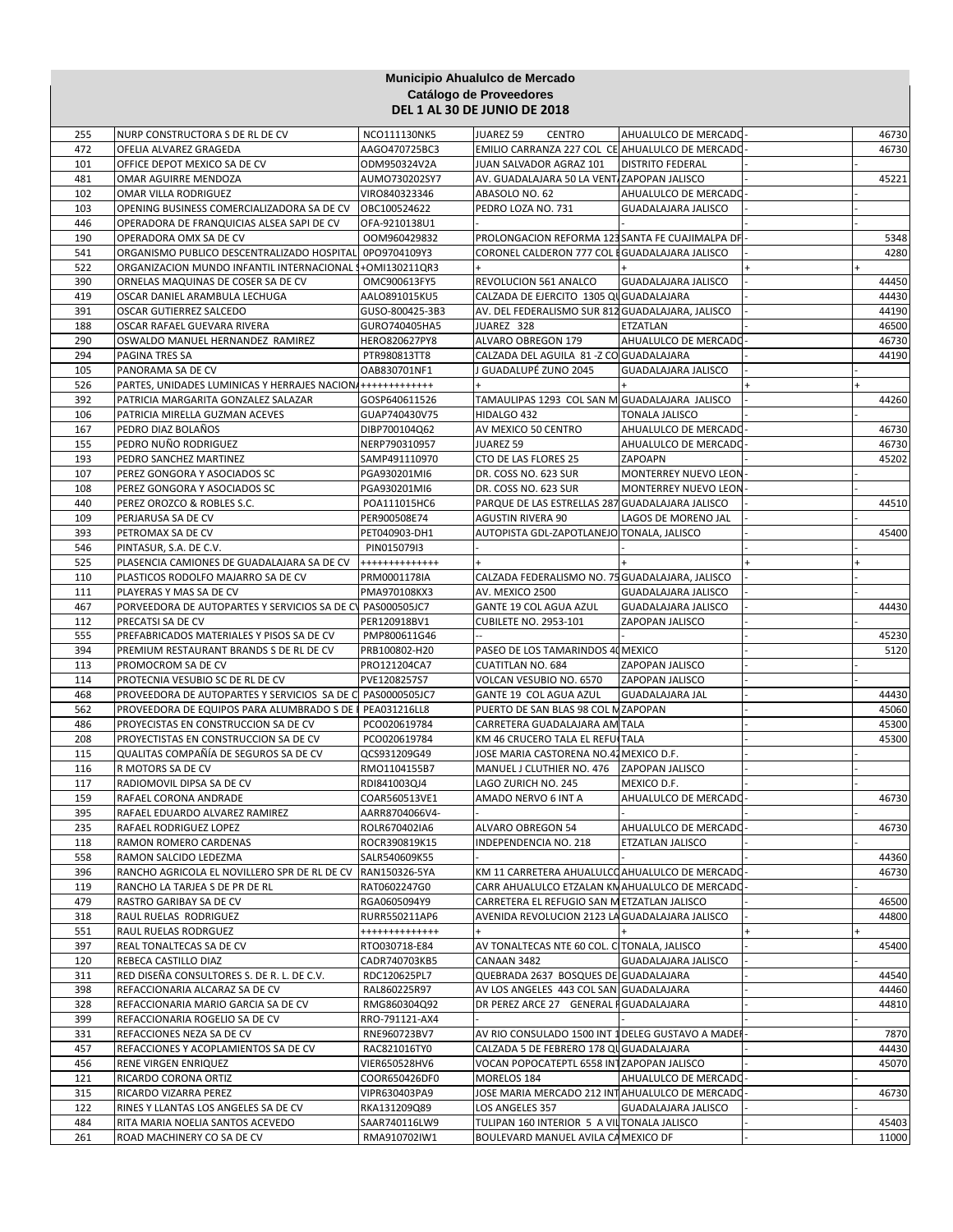**Municipio Ahualulco de Mercado**
**Catálogo de Proveedores**
**DEL 1 AL 30 DE JUNIO DE 2018**

| | | | | | | |
|---|---|---|---|---|---|---|
| 255 | NURP CONSTRUCTORA S DE RL DE CV | NCO111130NK5 | JUAREZ 59 CENTRO | AHUALULCO DE MERCADO | - | 46730 |
| 472 | OFELIA ALVAREZ GRAGEDA | AAGO470725BC3 | EMILIO CARRANZA 227 COL CE | AHUALULCO DE MERCADO | - | 46730 |
| 101 | OFFICE DEPOT MEXICO SA DE CV | ODM950324V2A | JUAN SALVADOR AGRAZ 101 | DISTRITO FEDERAL | | - |
| 481 | OMAR AGUIRRE MENDOZA | AUMO730202SY7 | AV. GUADALAJARA 50 LA VENT | ZAPOPAN JALISCO | - | 45221 |
| 102 | OMAR VILLA RODRIGUEZ | VIRO840323346 | ABASOLO NO. 62 | AHUALULCO DE MERCADO | - | - |
| 103 | OPENING BUSINESS COMERCIALIZADORA SA DE CV | OBC100524622 | PEDRO LOZA NO. 731 | GUADALAJARA JALISCO | - | - |
| 446 | OPERADORA DE FRANQUICIAS ALSEA SAPI DE CV | OFA-9210138U1 | - | - | - | - |
| 190 | OPERADORA OMX SA DE CV | OOM960429832 | PROLONGACION REFORMA 123 | SANTA FE CUAJIMALPA DF | - | 5348 |
| 541 | ORGANISMO PUBLICO DESCENTRALIZADO HOSPITAL | OPO9704109Y3 | CORONEL CALDERON 777 COL E | GUADALAJARA JALISCO | | 4280 |
| 522 | ORGANIZACION MUNDO INFANTIL INTERNACIONAL S | +OMI130211QR3 | + | + | + | + |
| 390 | ORNELAS MAQUINAS DE COSER SA DE CV | OMC900613FY5 | REVOLUCION 561 ANALCO | GUADALAJARA JALISCO | - | 44450 |
| 419 | OSCAR DANIEL ARAMBULA LECHUGA | AALO891015KU5 | CALZADA DE EJERCITO 1305 QU | GUADALAJARA | - | 44430 |
| 391 | OSCAR GUTIERREZ SALCEDO | GUSO-800425-3B3 | AV. DEL FEDERALISMO SUR 812 | GUADALAJARA, JALISCO | - | 44190 |
| 188 | OSCAR RAFAEL GUEVARA RIVERA | GURO740405HA5 | JUAREZ 328 | ETZATLAN | - | 46500 |
| 290 | OSWALDO MANUEL HERNANDEZ RAMIREZ | HERO820627PY8 | ALVARO OBREGON 179 | AHUALULCO DE MERCADO | - | 46730 |
| 294 | PAGINA TRES SA | PTR980813TT8 | CALZADA DEL AGUILA 81 -Z CO | GUADALAJARA | - | 44190 |
| 105 | PANORAMA SA DE CV | OAB830701NF1 | J GUADALUPÉ ZUNO 2045 | GUADALAJARA JALISCO | - | - |
| 526 | PARTES, UNIDADES LUMINICAS Y HERRAJES NACION | +++++++++++++ | + | + | + | + |
| 392 | PATRICIA MARGARITA GONZALEZ SALAZAR | GOSP640611526 | TAMAULIPAS 1293 COL SAN M | GUADALAJARA JALISCO | - | 44260 |
| 106 | PATRICIA MIRELLA GUZMAN ACEVES | GUAP740430V75 | HIDALGO 432 | TONALA JALISCO | - | - |
| 167 | PEDRO DIAZ BOLAÑOS | DIBP700104Q62 | AV MEXICO 50 CENTRO | AHUALULCO DE MERCADO | - | 46730 |
| 155 | PEDRO NUÑO RODRIGUEZ | NERP790310957 | JUAREZ 59 | AHUALULCO DE MERCADO | - | 46730 |
| 193 | PEDRO SANCHEZ MARTINEZ | SAMP491110970 | CTO DE LAS FLORES 25 | ZAPOAPN | - | 45202 |
| 107 | PEREZ GONGORA Y ASOCIADOS SC | PGA930201MI6 | DR. COSS NO. 623 SUR | MONTERREY NUEVO LEON | - | - |
| 108 | PEREZ GONGORA Y ASOCIADOS SC | PGA930201MI6 | DR. COSS NO. 623 SUR | MONTERREY NUEVO LEON | - | - |
| 440 | PEREZ OROZCO & ROBLES S.C. | POA111015HC6 | PARQUE DE LAS ESTRELLAS 287 | GUADALAJARA JALISCO | - | 44510 |
| 109 | PERJARUSA SA DE CV | PER900508E74 | AGUSTIN RIVERA 90 | LAGOS DE MORENO JAL | - | - |
| 393 | PETROMAX SA DE CV | PET040903-DH1 | AUTOPISTA GDL-ZAPOTLANEJO | TONALA, JALISCO | - | 45400 |
| 546 | PINTASUR, S.A. DE C.V. | PIN015079I3 | - | - | - | - |
| 525 | PLASENCIA CAMIONES DE GUADALAJARA SA DE CV | ++++++++++++++ | + | + | + | + |
| 110 | PLASTICOS RODOLFO MAJARRO SA DE CV | PRM0001178IA | CALZADA FEDERALISMO NO. 75 | GUADALAJARA, JALISCO | - | - |
| 111 | PLAYERAS Y MAS SA DE CV | PMA970108KX3 | AV. MEXICO 2500 | GUADALAJARA JALISCO | - | - |
| 467 | PORVEEDORA DE AUTOPARTES Y SERVICIOS SA DE CV | PAS000505JC7 | GANTE 19 COL AGUA AZUL | GUADALAJARA JALISCO | - | 44430 |
| 112 | PRECATSI SA DE CV | PER120918BV1 | CUBILETE NO. 2953-101 | ZAPOPAN JALISCO | - | - |
| 555 | PREFABRICADOS MATERIALES Y PISOS SA DE CV | PMP800611G46 | -- | - | - | 45230 |
| 394 | PREMIUM RESTAURANT BRANDS S DE RL DE CV | PRB100802-H20 | PASEO DE LOS TAMARINDOS 40 | MEXICO | - | 5120 |
| 113 | PROMOCROM SA DE CV | PRO121204CA7 | CUATITLAN NO. 684 | ZAPOPAN JALISCO | - | - |
| 114 | PROTECNIA VESUBIO SC DE RL DE CV | PVE1208257S7 | VOLCAN VESUBIO NO. 6570 | ZAPOPAN JALISCO | - | - |
| 468 | PROVEEDORA DE AUTOPARTES Y SERVICIOS SA DE C | PAS0000505JC7 | GANTE 19 COL AGUA AZUL | GUADALAJARA JAL | - | 44430 |
| 562 | PROVEEDORA DE EQUIPOS PARA ALUMBRADO S DE | PEA031216LL8 | PUERTO DE SAN BLAS 98 COL M | ZAPOPAN | - | 45060 |
| 486 | PROYECISTAS EN CONSTRUCCION SA DE CV | PCO020619784 | CARRETERA GUADALAJARA AM | TALA | - | 45300 |
| 208 | PROYECTISTAS EN CONSTRUCCION SA DE CV | PCO020619784 | KM 46 CRUCERO TALA EL REFU | TALA | - | 45300 |
| 115 | QUALITAS COMPAÑÍA DE SEGUROS SA DE CV | QCS931209G49 | JOSE MARIA CASTORENA NO.42 | MEXICO D.F. | - | - |
| 116 | R MOTORS SA DE CV | RMO1104155B7 | MANUEL J CLUTHIER NO. 476 | ZAPOPAN JALISCO | - | - |
| 117 | RADIOMOVIL DIPSA SA DE CV | RDI841003QJ4 | LAGO ZURICH NO. 245 | MEXICO D.F. | - | - |
| 159 | RAFAEL CORONA ANDRADE | COAR560513VE1 | AMADO NERVO 6 INT A | AHUALULCO DE MERCADO | - | 46730 |
| 395 | RAFAEL EDUARDO ALVAREZ RAMIREZ | AARR8704066V4- | - | - | - | - |
| 235 | RAFAEL RODRIGUEZ LOPEZ | ROLR670402IA6 | ALVARO OBREGON 54 | AHUALULCO DE MERCADO | - | 46730 |
| 118 | RAMON ROMERO CARDENAS | ROCR390819K15 | INDEPENDENCIA NO. 218 | ETZATLAN JALISCO | - | - |
| 558 | RAMON SALCIDO LEDEZMA | SALR540609K55 | | - | - | 44360 |
| 396 | RANCHO AGRICOLA EL NOVILLERO SPR DE RL DE CV | RAN150326-5YA | KM 11 CARRETERA AHUALULCO | AHUALULCO DE MERCADO | - | 46730 |
| 119 | RANCHO LA TARJEA S DE PR DE RL | RAT0602247G0 | CARR AHUALULCO ETZALAN KM | AHUALULCO DE MERCADO | - | - |
| 479 | RASTRO GARIBAY SA DE CV | RGA0605094Y9 | CARRETERA EL REFUGIO SAN M | ETZATLAN JALISCO | - | 46500 |
| 318 | RAUL RUELAS RODRIGUEZ | RURR550211AP6 | AVENIDA REVOLUCION 2123 LA | GUADALAJARA JALISCO | - | 44800 |
| 551 | RAUL RUELAS RODRGUEZ | ++++++++++++++ | + | + | + | + |
| 397 | REAL TONALTECAS SA DE CV | RTO030718-E84 | AV TONALTECAS NTE 60 COL. C | TONALA, JALISCO | - | 45400 |
| 120 | REBECA CASTILLO DIAZ | CADR740703KB5 | CANAAN 3482 | GUADALAJARA JALISCO | - | - |
| 311 | RED DISEÑA CONSULTORES S. DE R. L. DE C.V. | RDC120625PL7 | QUEBRADA 2637 BOSQUES DE | GUADALAJARA | - | 44540 |
| 398 | REFACCIONARIA ALCARAZ SA DE CV | RAL860225R97 | AV LOS ANGELES 443 COL SAN | GUADALAJARA | - | 44460 |
| 328 | REFACCIONARIA MARIO GARCIA SA DE CV | RMG860304Q92 | DR PEREZ ARCE 27 GENERAL R | GUADALAJARA | - | 44810 |
| 399 | REFACCIONARIA ROGELIO SA DE CV | RRO-791121-AX4 | - | - | - | - |
| 331 | REFACCIONES NEZA SA DE CV | RNE960723BV7 | AV RIO CONSULADO 1500 INT 1 | DELEG GUSTAVO A MADER | - | 7870 |
| 457 | REFACCIONES Y ACOPLAMIENTOS SA DE CV | RAC821016TY0 | CALZADA 5 DE FEBRERO 178 QU | GUADALAJARA | - | 44430 |
| 456 | RENE VIRGEN ENRIQUEZ | VIER650528HV6 | VOCAN POPOCATEPTL 6558 INT | ZAPOPAN JALISCO | - | 45070 |
| 121 | RICARDO CORONA ORTIZ | COOR650426DF0 | MORELOS 184 | AHUALULCO DE MERCADO | - | - |
| 315 | RICARDO VIZARRA PEREZ | VIPR630403PA9 | JOSE MARIA MERCADO 212 INT | AHUALULCO DE MERCADO | - | 46730 |
| 122 | RINES Y LLANTAS LOS ANGELES SA DE CV | RKA131209Q89 | LOS ANGELES 357 | GUADALAJARA JALISCO | - | - |
| 484 | RITA MARIA NOELIA SANTOS ACEVEDO | SAAR740116LW9 | TULIPAN 160 INTERIOR 5 A VIL | TONALA JALISCO | - | 45403 |
| 261 | ROAD MACHINERY CO SA DE CV | RMA910702IW1 | BOULEVARD MANUEL AVILA CA | MEXICO DF | - | 11000 |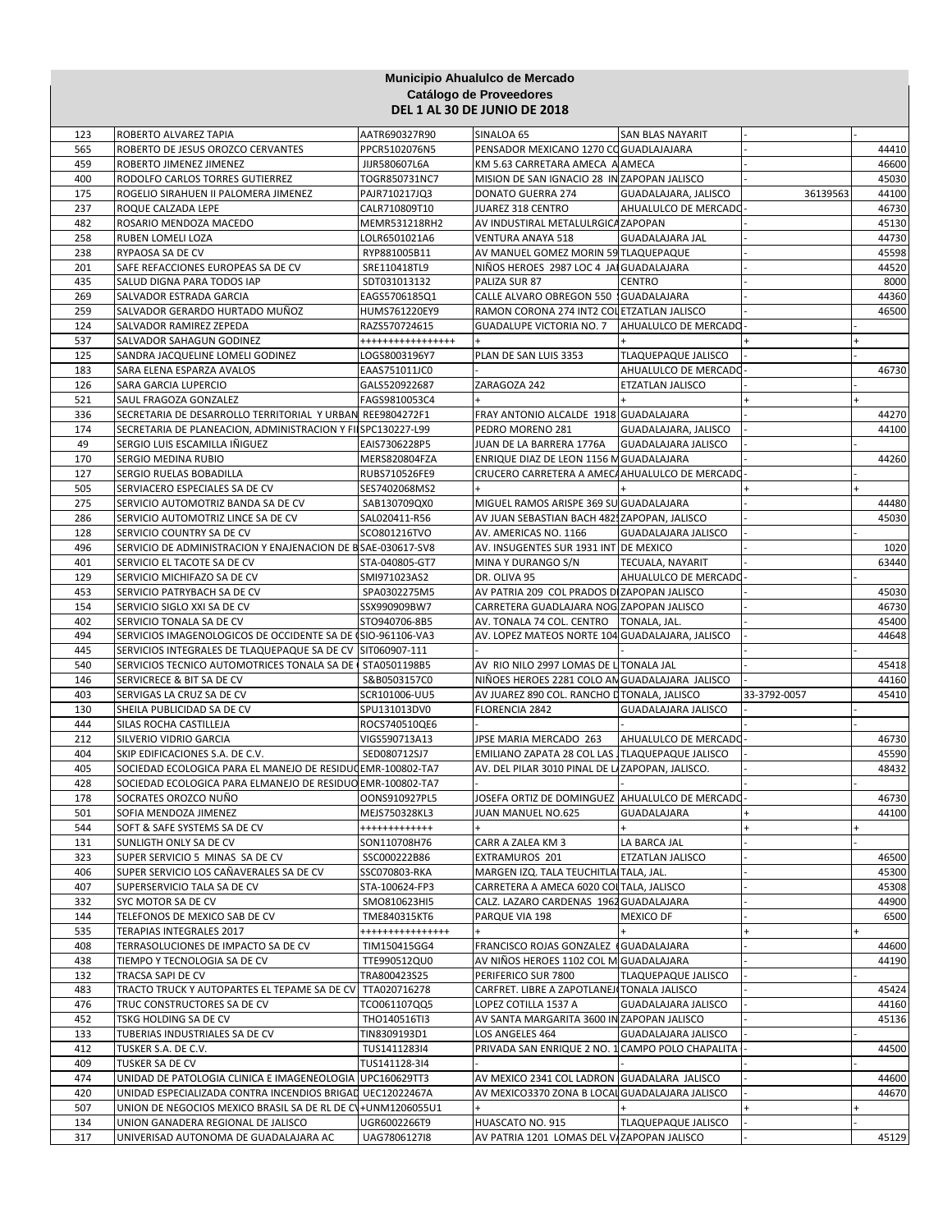**Municipio Ahualulco de Mercado**
**Catálogo de Proveedores**
**DEL 1 AL 30 DE JUNIO DE 2018**

| | | | | | | |
|---|---|---|---|---|---|---|
| 123 | ROBERTO ALVAREZ TAPIA | AATR690327R90 | SINALOA 65 | SAN BLAS NAYARIT | - | - |
| 565 | ROBERTO DE JESUS OROZCO CERVANTES | PPCR5102076N5 | PENSADOR MEXICANO 1270 CO | GUADALAJARA | - | 44410 |
| 459 | ROBERTO JIMENEZ JIMENEZ | JIJR580607L6A | KM 5.63 CARRETERA AMECA A | AMECA | - | 46600 |
| 400 | RODOLFO CARLOS TORRES GUTIERREZ | TOGR850731NC7 | MISION DE SAN IGNACIO 28 IN | ZAPOPAN JALISCO | - | 45030 |
| 175 | ROGELIO SIRAHUEN II PALOMERA JIMENEZ | PAJR710217JQ3 | DONATO GUERRA 274 | GUADALAJARA, JALISCO | 36139563 | 44100 |
| 237 | ROQUE CALZADA LEPE | CALR710809T10 | JUAREZ 318 CENTRO | AHUALULCO DE MERCADO | - | 46730 |
| 482 | ROSARIO MENDOZA MACEDO | MEMR531218RH2 | AV INDUSTIRAL METALULRGICA | ZAPOPAN | - | 45130 |
| 258 | RUBEN LOMELI LOZA | LOLR6501021A6 | VENTURA ANAYA 518 | GUADALAJARA JAL | - | 44730 |
| 238 | RYPAOSA SA DE CV | RYP881005B11 | AV MANUEL GOMEZ MORIN 59 | TLAQUEPAQUE | - | 45598 |
| 201 | SAFE REFACCIONES EUROPEAS SA DE CV | SRE110418TL9 | NIÑOS HEROES 2987 LOC 4 JA | GUADALAJARA | - | 44520 |
| 435 | SALUD DIGNA PARA TODOS IAP | SDT031013132 | PALIZA SUR 87 | CENTRO | - | 8000 |
| 269 | SALVADOR ESTRADA GARCIA | EAGS5706185Q1 | CALLE ALVARO OBREGON 550 | GUADALAJARA | - | 44360 |
| 259 | SALVADOR GERARDO HURTADO MUÑOZ | HUMS761220EY9 | RAMON CORONA 274 INT2 COL | ETZATLAN JALISCO | - | 46500 |
| 124 | SALVADOR RAMIREZ ZEPEDA | RAZS570724615 | GUADALUPE VICTORIA NO. 7 | AHUALULCO DE MERCADO | - | - |
| 537 | SALVADOR SAHAGUN GODINEZ | ++++++++++++++++ | + | + | + | + |
| 125 | SANDRA JACQUELINE LOMELI GODINEZ | LOGS8003196Y7 | PLAN DE SAN LUIS 3353 | TLAQUEPAQUE JALISCO | - | - |
| 183 | SARA ELENA ESPARZA AVALOS | EAAS751011JC0 | - | AHUALULCO DE MERCADO | - | 46730 |
| 126 | SARA GARCIA LUPERCIO | GALS520922687 | ZARAGOZA 242 | ETZATLAN JALISCO | - | - |
| 521 | SAUL FRAGOZA GONZALEZ | FAGS9810053C4 | + | + | + | + |
| 336 | SECRETARIA DE DESARROLLO TERRITORIAL Y URBAN | REE9804272F1 | FRAY ANTONIO ALCALDE 1918 | GUADALAJARA | - | 44270 |
| 174 | SECRETARIA DE PLANEACION, ADMINISTRACION Y FI | SPC130227-L99 | PEDRO MORENO 281 | GUADALAJARA, JALISCO | - | 44100 |
| 49 | SERGIO LUIS ESCAMILLA IÑIGUEZ | EAIS7306228P5 | JUAN DE LA BARRERA 1776A | GUADALAJARA JALISCO | - | - |
| 170 | SERGIO MEDINA RUBIO | MERS820804FZA | ENRIQUE DIAZ DE LEON 1156 M | GUADALAJARA | - | 44260 |
| 127 | SERGIO RUELAS BOBADILLA | RUBS710526FE9 | CRUCERO CARRETERA A AMECA | AHUALULCO DE MERCADO | - | - |
| 505 | SERVIACERO ESPECIALES SA DE CV | SES7402068MS2 | + | + | + | + |
| 275 | SERVICIO AUTOMOTRIZ BANDA SA DE CV | SAB130709QX0 | MIGUEL RAMOS ARISPE 369 SU | GUADALAJARA | - | 44480 |
| 286 | SERVICIO AUTOMOTRIZ LINCE SA DE CV | SAL020411-R56 | AV JUAN SEBASTIAN BACH 482 | ZAPOPAN, JALISCO | - | 45030 |
| 128 | SERVICIO COUNTRY SA DE CV | SCO801216TVO | AV. AMERICAS NO. 1166 | GUADALAJARA JALISCO | - | - |
| 496 | SERVICIO DE ADMINISTRACION Y ENAJENACION DE B | SAE-030617-SV8 | AV. INSUGENTES SUR 1931 INT | DE MEXICO | - | 1020 |
| 401 | SERVICIO EL TACOTE SA DE CV | STA-040805-GT7 | MINA Y DURANGO S/N | TECUALA, NAYARIT | - | 63440 |
| 129 | SERVICIO MICHIFAZO SA DE CV | SMI971023AS2 | DR. OLIVA 95 | AHUALULCO DE MERCADO | - | - |
| 453 | SERVICIO PATRYBACH SA DE CV | SPA0302275M5 | AV PATRIA 209 COL PRADOS D | ZAPOPAN JALISCO | - | 45030 |
| 154 | SERVICIO SIGLO XXI SA DE CV | SSX990909BW7 | CARRETERA GUADLAJARA NOG | ZAPOPAN JALISCO | - | 46730 |
| 402 | SERVICIO TONALA SA DE CV | STO940706-8B5 | AV. TONALA 74 COL. CENTRO | TONALA, JAL. | - | 45400 |
| 494 | SERVICIOS IMAGENOLOGICOS DE OCCIDENTE SA DE C | SIO-961106-VA3 | AV. LOPEZ MATEOS NORTE 104 | GUADALAJARA, JALISCO | - | 44648 |
| 445 | SERVICIOS INTEGRALES DE TLAQUEPAQUE SA DE CV | SIT060907-111 | - | - | - | - |
| 540 | SERVICIOS TECNICO AUTOMOTRICES TONALA SA DE | STA0501198B5 | AV RIO NILO 2997 LOMAS DE L | TONALA JAL | - | 45418 |
| 146 | SERVICRECE & BIT SA DE CV | S&B0503157C0 | NIÑOES HEROES 2281 COLO AN | GUADALAJARA JALISCO | - | 44160 |
| 403 | SERVIGAS LA CRUZ SA DE CV | SCR101006-UU5 | AV JUAREZ 890 COL. RANCHO D | TONALA, JALISCO | 33-3792-0057 | 45410 |
| 130 | SHEILA PUBLICIDAD SA DE CV | SPU131013DV0 | FLORENCIA 2842 | GUADALAJARA JALISCO | - | - |
| 444 | SILAS ROCHA CASTILLEJA | ROCS740510QE6 | - | - | - | - |
| 212 | SILVERIO VIDRIO GARCIA | VIGS590713A13 | JPSE MARIA MERCADO 263 | AHUALULCO DE MERCADO | - | 46730 |
| 404 | SKIP EDIFICACIONES S.A. DE C.V. | SED080712SJ7 | EMILIANO ZAPATA 28 COL LAS | TLAQUEPAQUE JALISCO | - | 45590 |
| 405 | SOCIEDAD ECOLOGICA PARA EL MANEJO DE RESIDUO | EMR-100802-TA7 | AV. DEL PILAR 3010 PINAL DE L | ZAPOPAN, JALISCO. | - | 48432 |
| 428 | SOCIEDAD ECOLOGICA PARA ELMANEJO DE RESIDUO | EMR-100802-TA7 | - | - | - | - |
| 178 | SOCRATES OROZCO NUÑO | OONS910927PL5 | JOSEFA ORTIZ DE DOMINGUEZ | AHUALULCO DE MERCADO | - | 46730 |
| 501 | SOFIA MENDOZA JIMENEZ | MEJS750328KL3 | JUAN MANUEL NO.625 | GUADALAJARA | + | 44100 |
| 544 | SOFT & SAFE SYSTEMS SA DE CV | +++++++++++++ | + | + | + | + |
| 131 | SUNLIGTH ONLY SA DE CV | SON110708H76 | CARR A ZALEA KM 3 | LA BARCA JAL | - | - |
| 323 | SUPER SERVICIO 5 MINAS SA DE CV | SSC000222B86 | EXTRAMUROS 201 | ETZATLAN JALISCO | - | 46500 |
| 406 | SUPER SERVICIO LOS CAÑAVERALES SA DE CV | SSC070803-RKA | MARGEN IZQ. TALA TEUCHITLA | TALA, JAL. | - | 45300 |
| 407 | SUPERSERVICIO TALA SA DE CV | STA-100624-FP3 | CARRETERA A AMECA 6020 COL | TALA, JALISCO | - | 45308 |
| 332 | SYC MOTOR SA DE CV | SMO810623HI5 | CALZ. LAZARO CARDENAS 1962 | GUADALAJARA | - | 44900 |
| 144 | TELEFONOS DE MEXICO SAB DE CV | TME840315KT6 | PARQUE VIA 198 | MEXICO DF | - | 6500 |
| 535 | TERAPIAS INTEGRALES 2017 | ++++++++++++++++ | + | + | + | + |
| 408 | TERRASOLUCIONES DE IMPACTO SA DE CV | TIM150415GG4 | FRANCISCO ROJAS GONZALEZ | GUADALAJARA | - | 44600 |
| 438 | TIEMPO Y TECNOLOGIA SA DE CV | TTE990512QU0 | AV NIÑOS HEROES 1102 COL M | GUADALAJARA | - | 44190 |
| 132 | TRACSA SAPI DE CV | TRA800423S25 | PERIFERICO SUR 7800 | TLAQUEPAQUE JALISCO | - | - |
| 483 | TRACTO TRUCK Y AUTOPARTES EL TEPAME SA DE CV | TTA020716278 | CARFRET. LIBRE A ZAPOTLANEJ | TONALA JALISCO | - | 45424 |
| 476 | TRUC CONSTRUCTORES SA DE CV | TCO061107QQ5 | LOPEZ COTILLA 1537 A | GUADALAJARA JALISCO | - | 44160 |
| 452 | TSKG HOLDING SA DE CV | THO140516TI3 | AV SANTA MARGARITA 3600 IN | ZAPOPAN JALISCO | - | 45136 |
| 133 | TUBERIAS INDUSTRIALES SA DE CV | TIN8309193D1 | LOS ANGELES 464 | GUADALAJARA JALISCO | - | - |
| 412 | TUSKER S.A. DE C.V. | TUS1411283I4 | PRIVADA SAN ENRIQUE 2 NO. 1 | CAMPO POLO CHAPALITA | - | 44500 |
| 409 | TUSKER SA DE CV | TUS141128-3I4 | - | - | - | - |
| 474 | UNIDAD DE PATOLOGIA CLINICA E IMAGENEOLOGIA | UPC160629TT3 | AV MEXICO 2341 COL LADRON | GUADALARA JALISCO | - | 44600 |
| 420 | UNIDAD ESPECIALIZADA CONTRA INCENDIOS BRIGAD | UEC12022467A | AV MEXICO3370 ZONA B LOCAL | GUADALAJARA JALISCO | - | 44670 |
| 507 | UNION DE NEGOCIOS MEXICO BRASIL SA DE RL DE C | +UNM1206055U1 | + | + | + | + |
| 134 | UNION GANADERA REGIONAL DE JALISCO | UGR6002266T9 | HUASCATO NO. 915 | TLAQUEPAQUE JALISCO | - | - |
| 317 | UNIVERISAD AUTONOMA DE GUADALAJARA AC | UAG7806127I8 | AV PATRIA 1201 LOMAS DEL V | ZAPOPAN JALISCO | - | 45129 |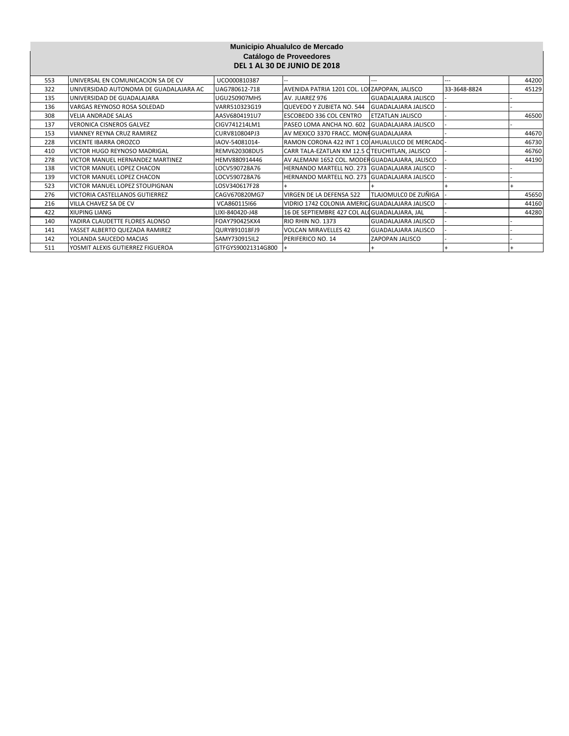**Municipio Ahualulco de Mercado**
**Catálogo de Proveedores**
**DEL 1 AL 30 DE JUNIO DE 2018**

| | | | | | | |
|---|---|---|---|---|---|---|
| 553 | UNIVERSAL EN COMUNICACION SA DE CV | UCO000810387 | -- | --- | --- | 44200 |
| 322 | UNIVERSIDAD AUTONOMA DE GUADALAJARA AC | UAG780612-718 | AVENIDA PATRIA 1201 COL. LO | ZAPOPAN, JALISCO | 33-3648-8824 | 45129 |
| 135 | UNIVERSIDAD DE GUADALAJARA | UGU250907MH5 | AV. JUAREZ 976 | GUADALAJARA JALISCO | - | - |
| 136 | VARGAS REYNOSO ROSA SOLEDAD | VARR510323G19 | QUEVEDO Y ZUBIETA NO. 544 | GUADALAJARA JALISCO | - | - |
| 308 | VELIA ANDRADE SALAS | AASV6804191U7 | ESCOBEDO 336 COL CENTRO | ETZATLAN JALISCO | - | 46500 |
| 137 | VERONICA CISNEROS GALVEZ | CIGV741214LM1 | PASEO LOMA ANCHA NO. 602 | GUADALAJARA JALISCO | - | - |
| 153 | VIANNEY REYNA CRUZ RAMIREZ | CURV810804PJ3 | AV MEXICO 3370 FRACC. MONT | GUADALAJARA | - | 44670 |
| 228 | VICENTE IBARRA OROZCO | IAOV-54081014- | RAMON CORONA 422 INT 1 CO | AHUALULCO DE MERCADO | - | 46730 |
| 410 | VICTOR HUGO REYNOSO MADRIGAL | REMV620308DU5 | CARR TALA-EZATLAN KM 12.5 C | TEUCHITLAN, JALISCO | - | 46760 |
| 278 | VICTOR MANUEL HERNANDEZ MARTINEZ | HEMV880914446 | AV ALEMANI 1652 COL. MODER | GUADALAJARA, JALISCO | - | 44190 |
| 138 | VICTOR MANUEL LOPEZ CHACON | LOCV590728A76 | HERNANDO MARTELL NO. 273 | GUADALAJARA JALISCO | - | - |
| 139 | VICTOR MANUEL LOPEZ CHACON | LOCV590728A76 | HERNANDO MARTELL NO. 273 | GUADALAJARA JALISCO | - | - |
| 523 | VICTOR MANUEL LOPEZ STOUPIGNAN | LOSV340617F28 | + | + | + | + |
| 276 | VICTORIA CASTELLANOS GUTIERREZ | CAGV670820MG7 | VIRGEN DE LA DEFENSA 522 | TLAJOMULC0 DE ZUÑIGA | - | 45650 |
| 216 | VILLA CHAVEZ SA DE CV | VCA860115I66 | VIDRIO 1742 COLONIA AMERIC | GUADALAJARA JALISCO | - | 44160 |
| 422 | XIUPING LIANG | LIXI-840420-J48 | 16 DE SEPTIEMBRE 427 COL AL | GUADALAJARA, JAL | - | 44280 |
| 140 | YADIRA CLAUDETTE FLORES ALONSO | FOAY790425KX4 | RIO RHIN NO. 1373 | GUADALAJARA JALISCO | - | - |
| 141 | YASSET ALBERTO QUEZADA RAMIREZ | QURY891018FJ9 | VOLCAN MIRAVELLES 42 | GUADALAJARA JALISCO | - | - |
| 142 | YOLANDA SAUCEDO MACIAS | SAMY730915IL2 | PERIFERICO NO. 14 | ZAPOPAN JALISCO | - | - |
| 511 | YOSMIT ALEXIS GUTIERREZ FIGUEROA | GTFGYS90021314G800 | + | + | + | + |